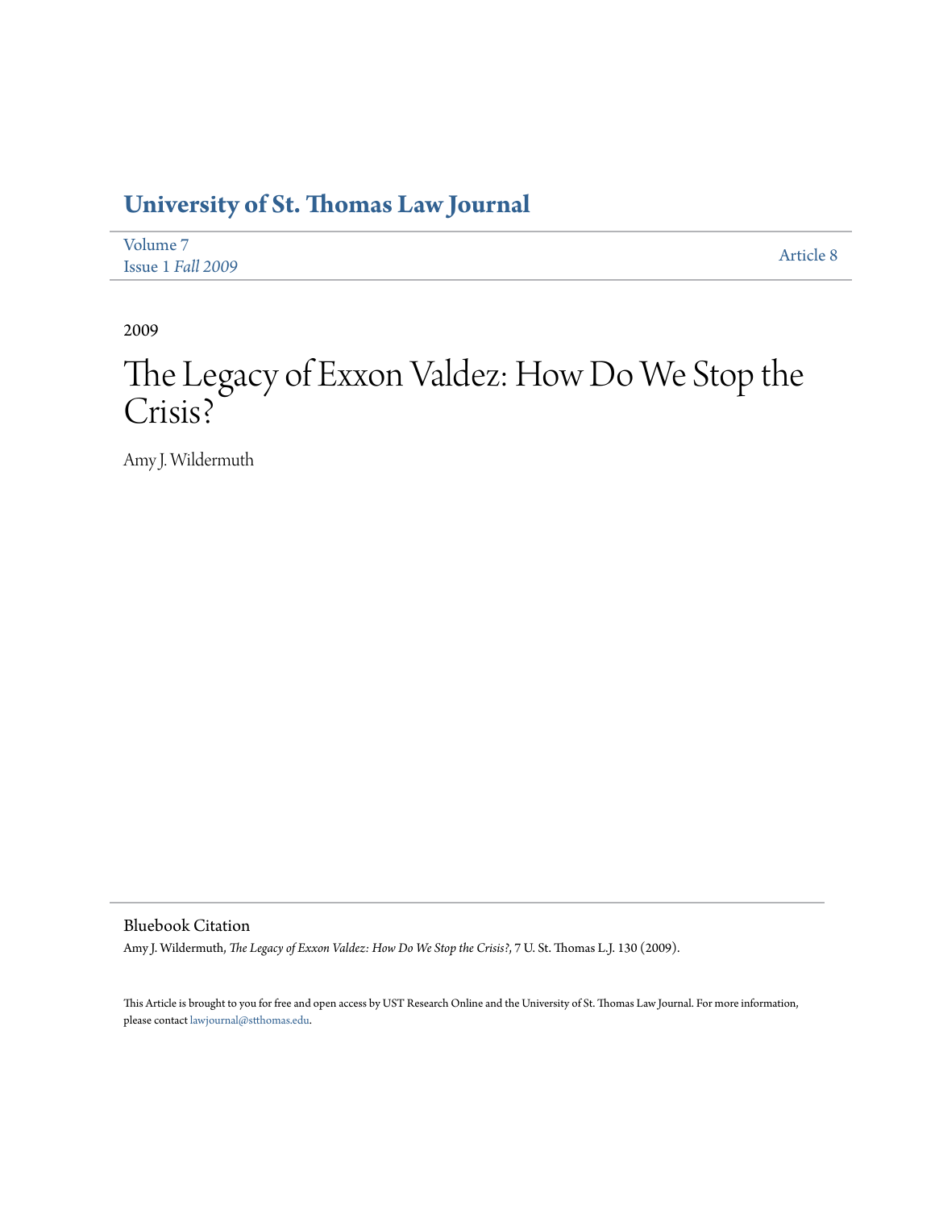# University of St. Thomas Law Journal

Volume 7
Issue 1 *Fall 2009*

Article 8

2009

# The Legacy of Exxon Valdez: How Do We Stop the Crisis?

Amy J. Wildermuth

## Bluebook Citation

Amy J. Wildermuth, *The Legacy of Exxon Valdez: How Do We Stop the Crisis?*, 7 U. St. Thomas L.J. 130 (2009).

This Article is brought to you for free and open access by UST Research Online and the University of St. Thomas Law Journal. For more information, please contact lawjournal@stthomas.edu.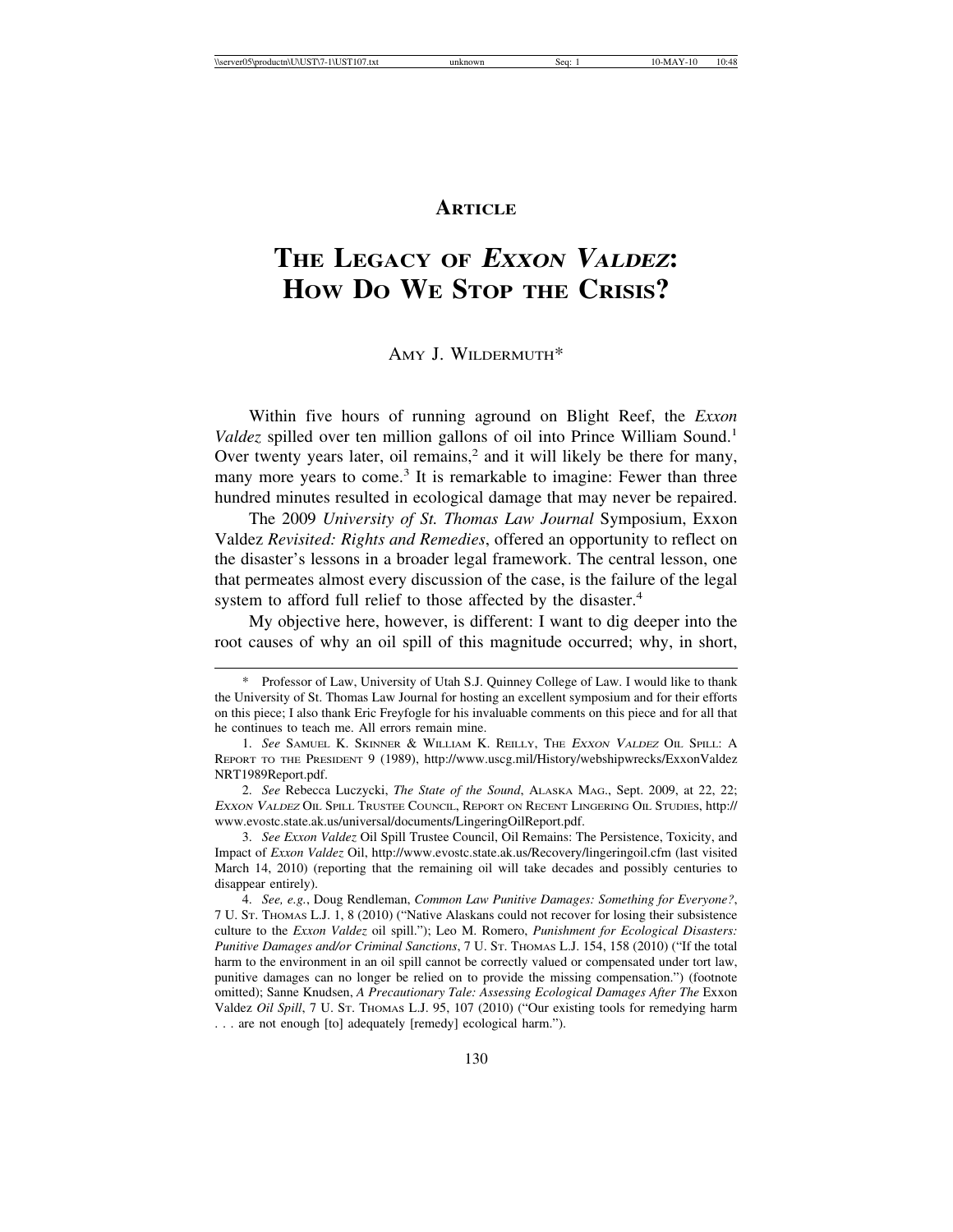# ARTICLE

# THE LEGACY OF *EXXON VALDEZ*: HOW DO WE STOP THE CRISIS?

AMY J. WILDERMUTH*

Within five hours of running aground on Blight Reef, the *Exxon Valdez* spilled over ten million gallons of oil into Prince William Sound.[1] Over twenty years later, oil remains,[2] and it will likely be there for many, many more years to come.[3] It is remarkable to imagine: Fewer than three hundred minutes resulted in ecological damage that may never be repaired.

The 2009 *University of St. Thomas Law Journal* Symposium, Exxon Valdez *Revisited: Rights and Remedies*, offered an opportunity to reflect on the disaster's lessons in a broader legal framework. The central lesson, one that permeates almost every discussion of the case, is the failure of the legal system to afford full relief to those affected by the disaster.[4]

My objective here, however, is different: I want to dig deeper into the root causes of why an oil spill of this magnitude occurred; why, in short,

---

\* Professor of Law, University of Utah S.J. Quinney College of Law. I would like to thank the University of St. Thomas Law Journal for hosting an excellent symposium and for their efforts on this piece; I also thank Eric Freyfogle for his invaluable comments on this piece and for all that he continues to teach me. All errors remain mine.

1. *See* SAMUEL K. SKINNER & WILLIAM K. REILLY, THE *EXXON VALDEZ* OIL SPILL: A REPORT TO THE PRESIDENT 9 (1989), http://www.uscg.mil/History/webshipwrecks/ExxonValdez NRT1989Report.pdf.

2. *See* Rebecca Luczycki, *The State of the Sound*, ALASKA MAG., Sept. 2009, at 22, 22; *EXXON VALDEZ* OIL SPILL TRUSTEE COUNCIL, REPORT ON RECENT LINGERING OIL STUDIES, http://www.evostc.state.ak.us/universal/documents/LingeringOilReport.pdf.

3. *See Exxon Valdez* Oil Spill Trustee Council, Oil Remains: The Persistence, Toxicity, and Impact of *Exxon Valdez* Oil, http://www.evostc.state.ak.us/Recovery/lingeringoil.cfm (last visited March 14, 2010) (reporting that the remaining oil will take decades and possibly centuries to disappear entirely).

4. *See, e.g.*, Doug Rendleman, *Common Law Punitive Damages: Something for Everyone?*, 7 U. ST. THOMAS L.J. 1, 8 (2010) ("Native Alaskans could not recover for losing their subsistence culture to the *Exxon Valdez* oil spill."); Leo M. Romero, *Punishment for Ecological Disasters: Punitive Damages and/or Criminal Sanctions*, 7 U. ST. THOMAS L.J. 154, 158 (2010) ("If the total harm to the environment in an oil spill cannot be correctly valued or compensated under tort law, punitive damages can no longer be relied on to provide the missing compensation.") (footnote omitted); Sanne Knudsen, *A Precautionary Tale: Assessing Ecological Damages After The* Exxon Valdez *Oil Spill*, 7 U. ST. THOMAS L.J. 95, 107 (2010) ("Our existing tools for remedying harm . . . are not enough [to] adequately [remedy] ecological harm.").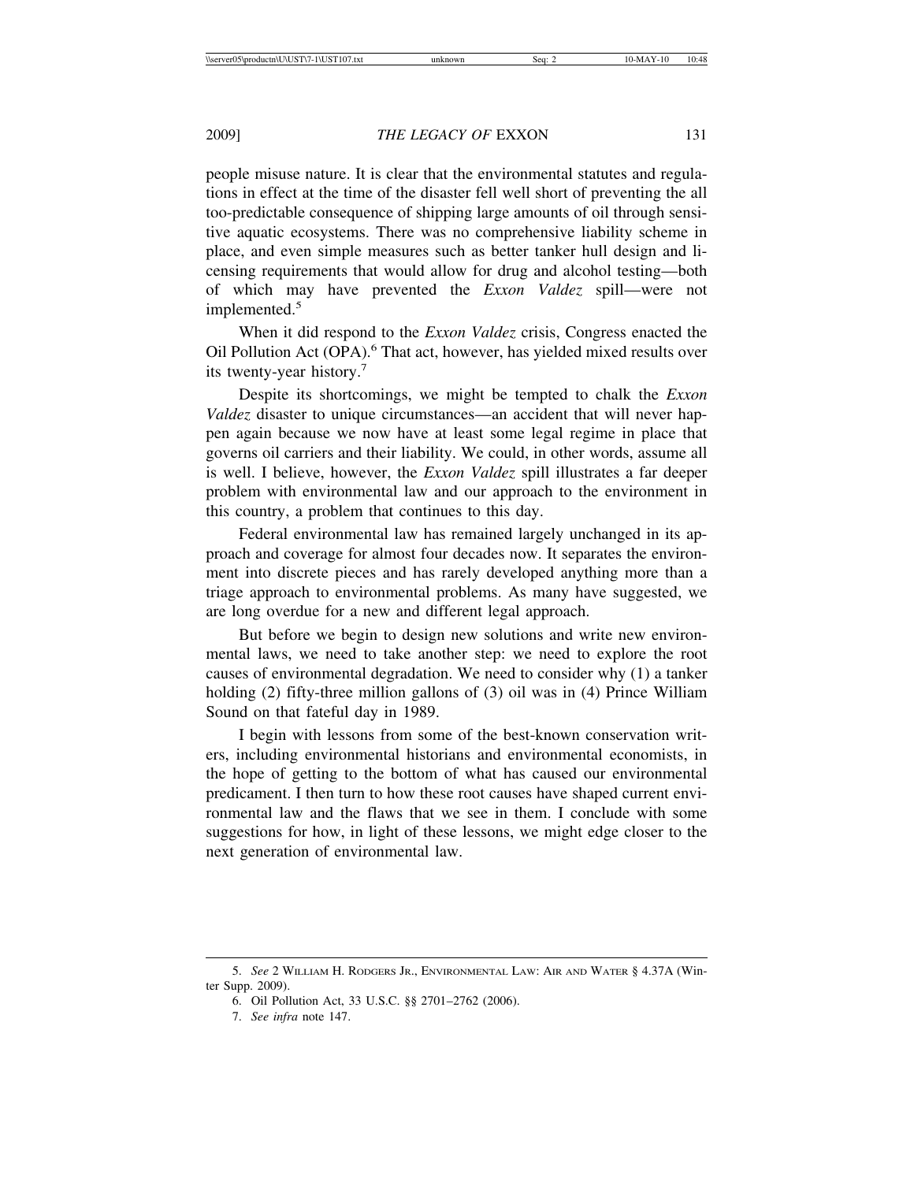people misuse nature. It is clear that the environmental statutes and regulations in effect at the time of the disaster fell well short of preventing the all too-predictable consequence of shipping large amounts of oil through sensitive aquatic ecosystems. There was no comprehensive liability scheme in place, and even simple measures such as better tanker hull design and licensing requirements that would allow for drug and alcohol testing—both of which may have prevented the *Exxon Valdez* spill—were not implemented.[5]

When it did respond to the *Exxon Valdez* crisis, Congress enacted the Oil Pollution Act (OPA).[6] That act, however, has yielded mixed results over its twenty-year history.[7]

Despite its shortcomings, we might be tempted to chalk the *Exxon Valdez* disaster to unique circumstances—an accident that will never happen again because we now have at least some legal regime in place that governs oil carriers and their liability. We could, in other words, assume all is well. I believe, however, the *Exxon Valdez* spill illustrates a far deeper problem with environmental law and our approach to the environment in this country, a problem that continues to this day.

Federal environmental law has remained largely unchanged in its approach and coverage for almost four decades now. It separates the environment into discrete pieces and has rarely developed anything more than a triage approach to environmental problems. As many have suggested, we are long overdue for a new and different legal approach.

But before we begin to design new solutions and write new environmental laws, we need to take another step: we need to explore the root causes of environmental degradation. We need to consider why (1) a tanker holding (2) fifty-three million gallons of (3) oil was in (4) Prince William Sound on that fateful day in 1989.

I begin with lessons from some of the best-known conservation writers, including environmental historians and environmental economists, in the hope of getting to the bottom of what has caused our environmental predicament. I then turn to how these root causes have shaped current environmental law and the flaws that we see in them. I conclude with some suggestions for how, in light of these lessons, we might edge closer to the next generation of environmental law.

---

5. *See* 2 WILLIAM H. RODGERS JR., ENVIRONMENTAL LAW: AIR AND WATER § 4.37A (Winter Supp. 2009).

6. Oil Pollution Act, 33 U.S.C. §§ 2701–2762 (2006).

7. *See infra* note 147.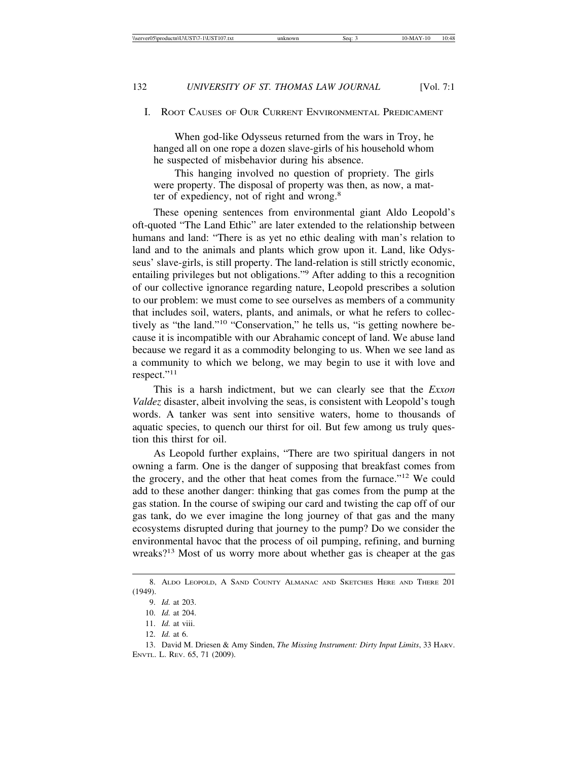## I. Root Causes of Our Current Environmental Predicament

> When god-like Odysseus returned from the wars in Troy, he hanged all on one rope a dozen slave-girls of his household whom he suspected of misbehavior during his absence.
>
> This hanging involved no question of propriety. The girls were property. The disposal of property was then, as now, a matter of expediency, not of right and wrong.[8]

These opening sentences from environmental giant Aldo Leopold's oft-quoted "The Land Ethic" are later extended to the relationship between humans and land: "There is as yet no ethic dealing with man's relation to land and to the animals and plants which grow upon it. Land, like Odysseus' slave-girls, is still property. The land-relation is still strictly economic, entailing privileges but not obligations."[9] After adding to this a recognition of our collective ignorance regarding nature, Leopold prescribes a solution to our problem: we must come to see ourselves as members of a community that includes soil, waters, plants, and animals, or what he refers to collectively as "the land."[10] "Conservation," he tells us, "is getting nowhere because it is incompatible with our Abrahamic concept of land. We abuse land because we regard it as a commodity belonging to us. When we see land as a community to which we belong, we may begin to use it with love and respect."[11]

This is a harsh indictment, but we can clearly see that the *Exxon Valdez* disaster, albeit involving the seas, is consistent with Leopold's tough words. A tanker was sent into sensitive waters, home to thousands of aquatic species, to quench our thirst for oil. But few among us truly question this thirst for oil.

As Leopold further explains, "There are two spiritual dangers in not owning a farm. One is the danger of supposing that breakfast comes from the grocery, and the other that heat comes from the furnace."[12] We could add to these another danger: thinking that gas comes from the pump at the gas station. In the course of swiping our card and twisting the cap off of our gas tank, do we ever imagine the long journey of that gas and the many ecosystems disrupted during that journey to the pump? Do we consider the environmental havoc that the process of oil pumping, refining, and burning wreaks?[13] Most of us worry more about whether gas is cheaper at the gas

---

8. Aldo Leopold, A Sand County Almanac and Sketches Here and There 201 (1949).

9. *Id.* at 203.

10. *Id.* at 204.

11. *Id.* at viii.

12. *Id.* at 6.

13. David M. Driesen & Amy Sinden, *The Missing Instrument: Dirty Input Limits*, 33 Harv. Envtl. L. Rev. 65, 71 (2009).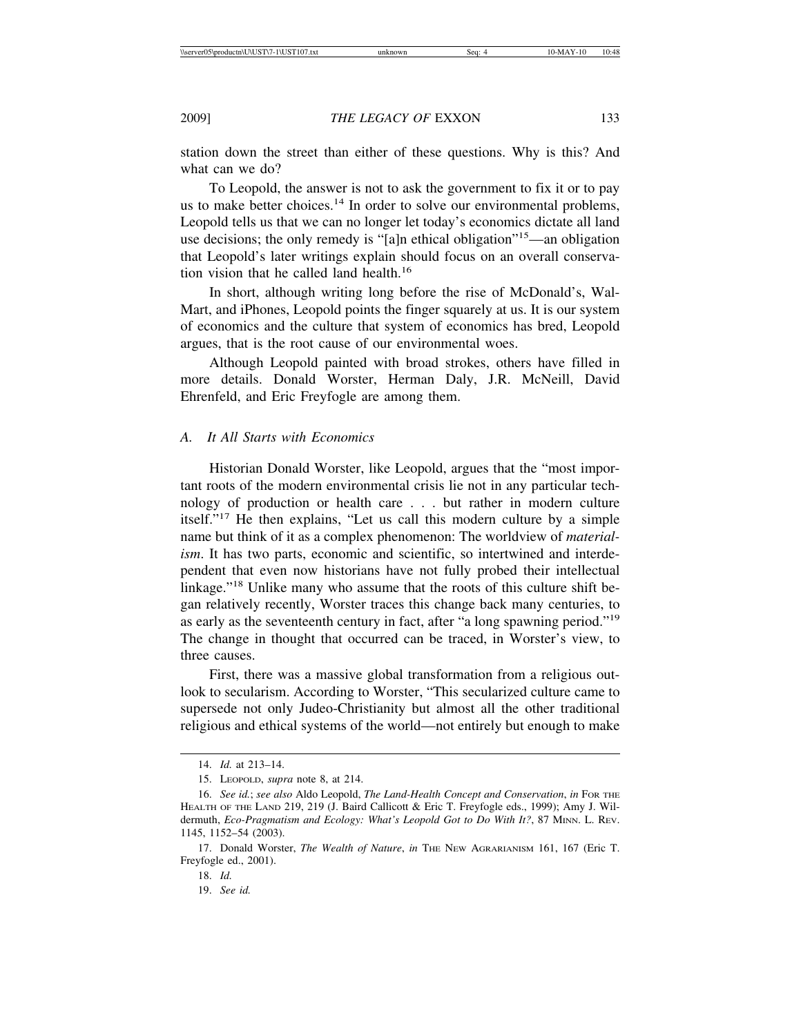station down the street than either of these questions. Why is this? And what can we do?

To Leopold, the answer is not to ask the government to fix it or to pay us to make better choices.[14] In order to solve our environmental problems, Leopold tells us that we can no longer let today's economics dictate all land use decisions; the only remedy is "[a]n ethical obligation"[15]—an obligation that Leopold's later writings explain should focus on an overall conservation vision that he called land health.[16]

In short, although writing long before the rise of McDonald's, Wal-Mart, and iPhones, Leopold points the finger squarely at us. It is our system of economics and the culture that system of economics has bred, Leopold argues, that is the root cause of our environmental woes.

Although Leopold painted with broad strokes, others have filled in more details. Donald Worster, Herman Daly, J.R. McNeill, David Ehrenfeld, and Eric Freyfogle are among them.

### *A. It All Starts with Economics*

Historian Donald Worster, like Leopold, argues that the "most important roots of the modern environmental crisis lie not in any particular technology of production or health care . . . but rather in modern culture itself."[17] He then explains, "Let us call this modern culture by a simple name but think of it as a complex phenomenon: The worldview of *materialism*. It has two parts, economic and scientific, so intertwined and interdependent that even now historians have not fully probed their intellectual linkage."[18] Unlike many who assume that the roots of this culture shift began relatively recently, Worster traces this change back many centuries, to as early as the seventeenth century in fact, after "a long spawning period."[19] The change in thought that occurred can be traced, in Worster's view, to three causes.

First, there was a massive global transformation from a religious outlook to secularism. According to Worster, "This secularized culture came to supersede not only Judeo-Christianity but almost all the other traditional religious and ethical systems of the world—not entirely but enough to make

---

14. *Id.* at 213–14.

15. LEOPOLD, *supra* note 8, at 214.

16. *See id.*; *see also* Aldo Leopold, *The Land-Health Concept and Conservation*, *in* FOR THE HEALTH OF THE LAND 219, 219 (J. Baird Callicott & Eric T. Freyfogle eds., 1999); Amy J. Wildermuth, *Eco-Pragmatism and Ecology: What's Leopold Got to Do With It?*, 87 MINN. L. REV. 1145, 1152–54 (2003).

17. Donald Worster, *The Wealth of Nature*, *in* THE NEW AGRARIANISM 161, 167 (Eric T. Freyfogle ed., 2001).

18. *Id.*

19. *See id.*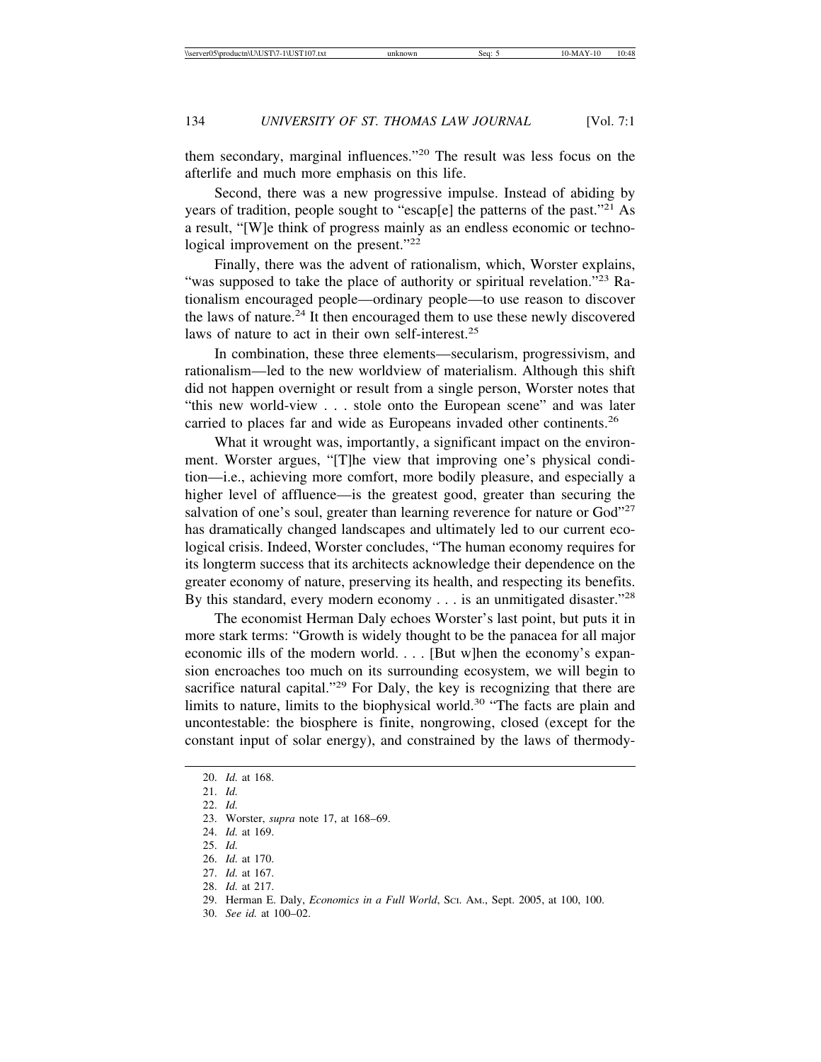them secondary, marginal influences."[20] The result was less focus on the afterlife and much more emphasis on this life.

Second, there was a new progressive impulse. Instead of abiding by years of tradition, people sought to "escap[e] the patterns of the past."[21] As a result, "[W]e think of progress mainly as an endless economic or technological improvement on the present."[22]

Finally, there was the advent of rationalism, which, Worster explains, "was supposed to take the place of authority or spiritual revelation."[23] Rationalism encouraged people—ordinary people—to use reason to discover the laws of nature.[24] It then encouraged them to use these newly discovered laws of nature to act in their own self-interest.[25]

In combination, these three elements—secularism, progressivism, and rationalism—led to the new worldview of materialism. Although this shift did not happen overnight or result from a single person, Worster notes that "this new world-view . . . stole onto the European scene" and was later carried to places far and wide as Europeans invaded other continents.[26]

What it wrought was, importantly, a significant impact on the environment. Worster argues, "[T]he view that improving one's physical condition—i.e., achieving more comfort, more bodily pleasure, and especially a higher level of affluence—is the greatest good, greater than securing the salvation of one's soul, greater than learning reverence for nature or God"[27] has dramatically changed landscapes and ultimately led to our current ecological crisis. Indeed, Worster concludes, "The human economy requires for its longterm success that its architects acknowledge their dependence on the greater economy of nature, preserving its health, and respecting its benefits. By this standard, every modern economy . . . is an unmitigated disaster."[28]

The economist Herman Daly echoes Worster's last point, but puts it in more stark terms: "Growth is widely thought to be the panacea for all major economic ills of the modern world. . . . [But w]hen the economy's expansion encroaches too much on its surrounding ecosystem, we will begin to sacrifice natural capital."[29] For Daly, the key is recognizing that there are limits to nature, limits to the biophysical world.[30] "The facts are plain and uncontestable: the biosphere is finite, nongrowing, closed (except for the constant input of solar energy), and constrained by the laws of thermody-

20. *Id.* at 168.
21. *Id.*
22. *Id.*
23. Worster, *supra* note 17, at 168–69.
24. *Id.* at 169.
25. *Id.*
26. *Id.* at 170.
27. *Id.* at 167.
28. *Id.* at 217.
29. Herman E. Daly, *Economics in a Full World*, Sci. Am., Sept. 2005, at 100, 100.
30. *See id.* at 100–02.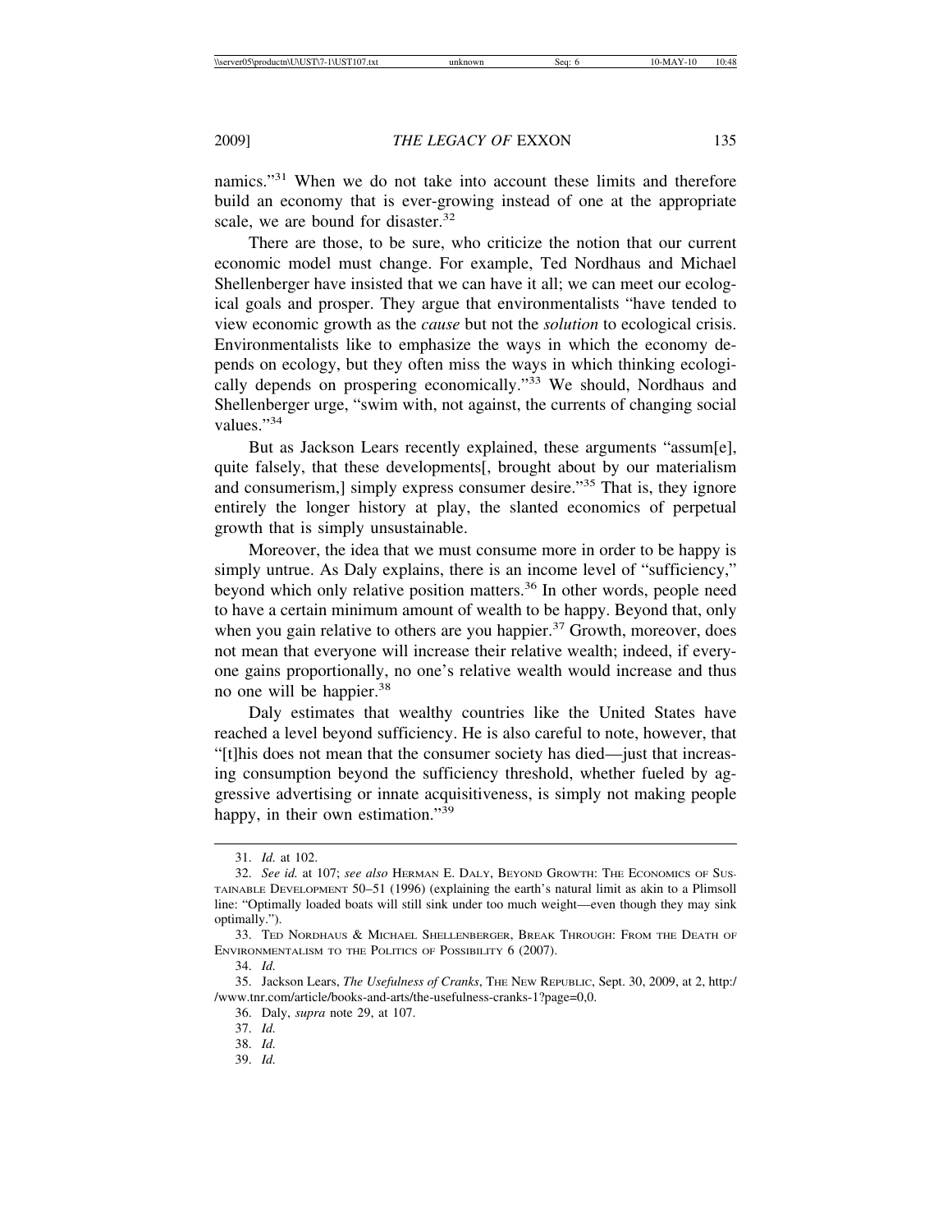namics."[31] When we do not take into account these limits and therefore build an economy that is ever-growing instead of one at the appropriate scale, we are bound for disaster.[32]

There are those, to be sure, who criticize the notion that our current economic model must change. For example, Ted Nordhaus and Michael Shellenberger have insisted that we can have it all; we can meet our ecological goals and prosper. They argue that environmentalists "have tended to view economic growth as the *cause* but not the *solution* to ecological crisis. Environmentalists like to emphasize the ways in which the economy depends on ecology, but they often miss the ways in which thinking ecologically depends on prospering economically."[33] We should, Nordhaus and Shellenberger urge, "swim with, not against, the currents of changing social values."[34]

But as Jackson Lears recently explained, these arguments "assum[e], quite falsely, that these developments[, brought about by our materialism and consumerism,] simply express consumer desire."[35] That is, they ignore entirely the longer history at play, the slanted economics of perpetual growth that is simply unsustainable.

Moreover, the idea that we must consume more in order to be happy is simply untrue. As Daly explains, there is an income level of "sufficiency," beyond which only relative position matters.[36] In other words, people need to have a certain minimum amount of wealth to be happy. Beyond that, only when you gain relative to others are you happier.[37] Growth, moreover, does not mean that everyone will increase their relative wealth; indeed, if everyone gains proportionally, no one's relative wealth would increase and thus no one will be happier.[38]

Daly estimates that wealthy countries like the United States have reached a level beyond sufficiency. He is also careful to note, however, that "[t]his does not mean that the consumer society has died—just that increasing consumption beyond the sufficiency threshold, whether fueled by aggressive advertising or innate acquisitiveness, is simply not making people happy, in their own estimation."[39]

---

31. *Id.* at 102.

32. *See id.* at 107; *see also* HERMAN E. DALY, BEYOND GROWTH: THE ECONOMICS OF SUSTAINABLE DEVELOPMENT 50–51 (1996) (explaining the earth's natural limit as akin to a Plimsoll line: "Optimally loaded boats will still sink under too much weight—even though they may sink optimally.").

33. TED NORDHAUS & MICHAEL SHELLENBERGER, BREAK THROUGH: FROM THE DEATH OF ENVIRONMENTALISM TO THE POLITICS OF POSSIBILITY 6 (2007).

34. *Id.*

35. Jackson Lears, *The Usefulness of Cranks*, THE NEW REPUBLIC, Sept. 30, 2009, at 2, http://www.tnr.com/article/books-and-arts/the-usefulness-cranks-1?page=0,0.

36. Daly, *supra* note 29, at 107.

37. *Id.*

38. *Id.*

39. *Id.*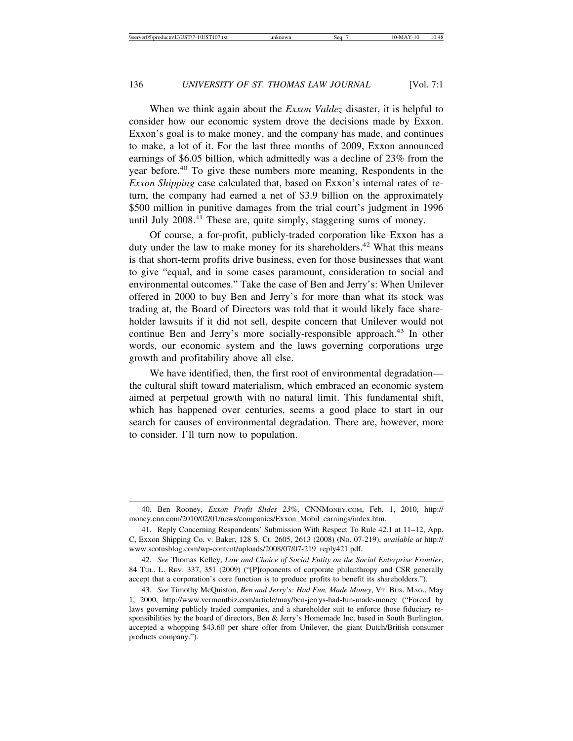When we think again about the *Exxon Valdez* disaster, it is helpful to consider how our economic system drove the decisions made by Exxon. Exxon's goal is to make money, and the company has made, and continues to make, a lot of it. For the last three months of 2009, Exxon announced earnings of $6.05 billion, which admittedly was a decline of 23% from the year before.[40] To give these numbers more meaning, Respondents in the *Exxon Shipping* case calculated that, based on Exxon's internal rates of return, the company had earned a net of $3.9 billion on the approximately $500 million in punitive damages from the trial court's judgment in 1996 until July 2008.[41] These are, quite simply, staggering sums of money.

Of course, a for-profit, publicly-traded corporation like Exxon has a duty under the law to make money for its shareholders.[42] What this means is that short-term profits drive business, even for those businesses that want to give "equal, and in some cases paramount, consideration to social and environmental outcomes." Take the case of Ben and Jerry's: When Unilever offered in 2000 to buy Ben and Jerry's for more than what its stock was trading at, the Board of Directors was told that it would likely face shareholder lawsuits if it did not sell, despite concern that Unilever would not continue Ben and Jerry's more socially-responsible approach.[43] In other words, our economic system and the laws governing corporations urge growth and profitability above all else.

We have identified, then, the first root of environmental degradation—the cultural shift toward materialism, which embraced an economic system aimed at perpetual growth with no natural limit. This fundamental shift, which has happened over centuries, seems a good place to start in our search for causes of environmental degradation. There are, however, more to consider. I'll turn now to population.

---

40. Ben Rooney, *Exxon Profit Slides 23%*, CNNMONEY.COM, Feb. 1, 2010, http://money.cnn.com/2010/02/01/news/companies/Exxon_Mobil_earnings/index.htm.

41. Reply Concerning Respondents' Submission With Respect To Rule 42.1 at 11–12, App. C, Exxon Shipping Co. v. Baker, 128 S. Ct. 2605, 2613 (2008) (No. 07-219), *available at* http://www.scotusblog.com/wp-content/uploads/2008/07/07-219_reply421.pdf.

42. *See* Thomas Kelley, *Law and Choice of Social Entity on the Social Enterprise Frontier*, 84 TUL. L. REV. 337, 351 (2009) ("[P]roponents of corporate philanthropy and CSR generally accept that a corporation's core function is to produce profits to benefit its shareholders.").

43. *See* Timothy McQuiston, *Ben and Jerry's: Had Fun, Made Money*, VT. BUS. MAG., May 1, 2000, http://www.vermontbiz.com/article/may/ben-jerrys-had-fun-made-money ("Forced by laws governing publicly traded companies, and a shareholder suit to enforce those fiduciary responsibilities by the board of directors, Ben & Jerry's Homemade Inc, based in South Burlington, accepted a whopping $43.60 per share offer from Unilever, the giant Dutch/British consumer products company.").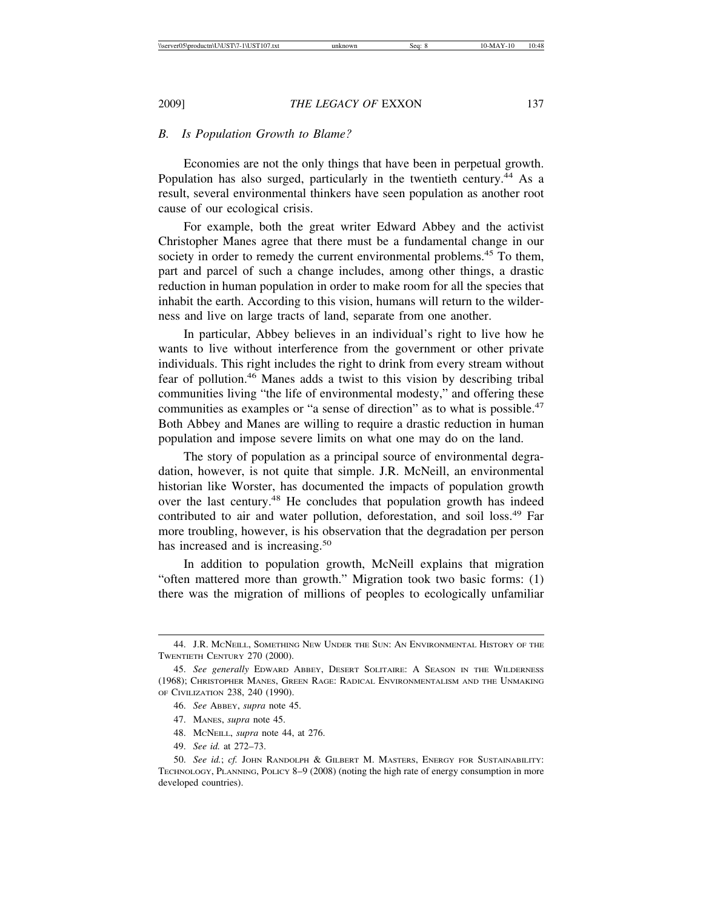### B. *Is Population Growth to Blame?*

Economies are not the only things that have been in perpetual growth. Population has also surged, particularly in the twentieth century.[44] As a result, several environmental thinkers have seen population as another root cause of our ecological crisis.

For example, both the great writer Edward Abbey and the activist Christopher Manes agree that there must be a fundamental change in our society in order to remedy the current environmental problems.[45] To them, part and parcel of such a change includes, among other things, a drastic reduction in human population in order to make room for all the species that inhabit the earth. According to this vision, humans will return to the wilderness and live on large tracts of land, separate from one another.

In particular, Abbey believes in an individual's right to live how he wants to live without interference from the government or other private individuals. This right includes the right to drink from every stream without fear of pollution.[46] Manes adds a twist to this vision by describing tribal communities living "the life of environmental modesty," and offering these communities as examples or "a sense of direction" as to what is possible.[47] Both Abbey and Manes are willing to require a drastic reduction in human population and impose severe limits on what one may do on the land.

The story of population as a principal source of environmental degradation, however, is not quite that simple. J.R. McNeill, an environmental historian like Worster, has documented the impacts of population growth over the last century.[48] He concludes that population growth has indeed contributed to air and water pollution, deforestation, and soil loss.[49] Far more troubling, however, is his observation that the degradation per person has increased and is increasing.[50]

In addition to population growth, McNeill explains that migration "often mattered more than growth." Migration took two basic forms: (1) there was the migration of millions of peoples to ecologically unfamiliar

---

44. J.R. McNeill, Something New Under the Sun: An Environmental History of the Twentieth Century 270 (2000).

45. *See generally* Edward Abbey, Desert Solitaire: A Season in the Wilderness (1968); Christopher Manes, Green Rage: Radical Environmentalism and the Unmaking of Civilization 238, 240 (1990).

46. *See* Abbey, *supra* note 45.

47. Manes, *supra* note 45.

48. McNeill, *supra* note 44, at 276.

49. *See id.* at 272–73.

50. *See id.*; *cf.* John Randolph & Gilbert M. Masters, Energy for Sustainability: Technology, Planning, Policy 8–9 (2008) (noting the high rate of energy consumption in more developed countries).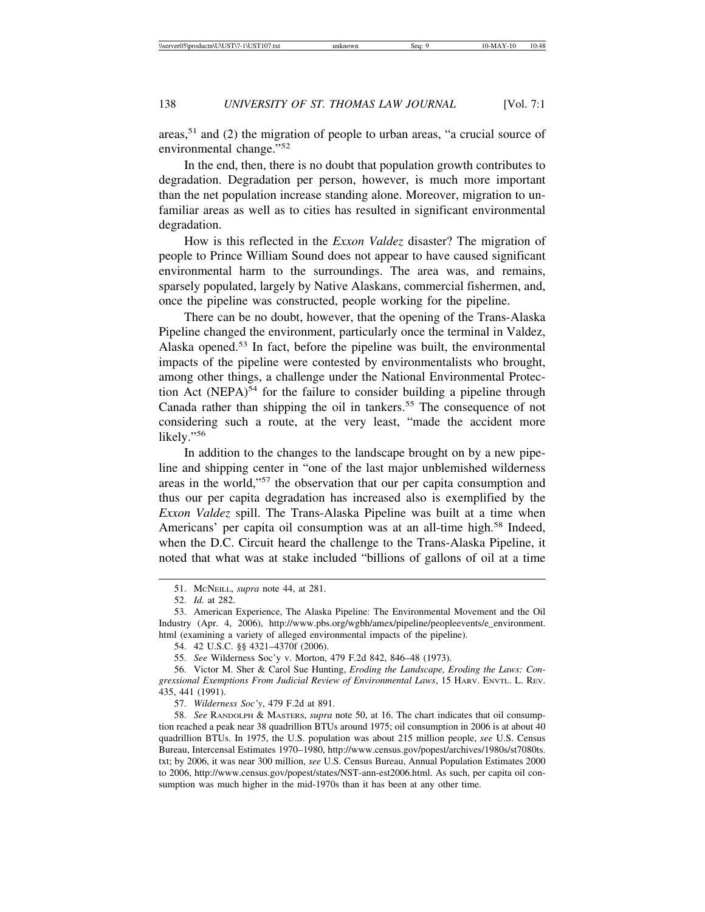areas,[51] and (2) the migration of people to urban areas, "a crucial source of environmental change."[52]

In the end, then, there is no doubt that population growth contributes to degradation. Degradation per person, however, is much more important than the net population increase standing alone. Moreover, migration to unfamiliar areas as well as to cities has resulted in significant environmental degradation.

How is this reflected in the *Exxon Valdez* disaster? The migration of people to Prince William Sound does not appear to have caused significant environmental harm to the surroundings. The area was, and remains, sparsely populated, largely by Native Alaskans, commercial fishermen, and, once the pipeline was constructed, people working for the pipeline.

There can be no doubt, however, that the opening of the Trans-Alaska Pipeline changed the environment, particularly once the terminal in Valdez, Alaska opened.[53] In fact, before the pipeline was built, the environmental impacts of the pipeline were contested by environmentalists who brought, among other things, a challenge under the National Environmental Protection Act (NEPA)[54] for the failure to consider building a pipeline through Canada rather than shipping the oil in tankers.[55] The consequence of not considering such a route, at the very least, "made the accident more likely."[56]

In addition to the changes to the landscape brought on by a new pipeline and shipping center in "one of the last major unblemished wilderness areas in the world,"[57] the observation that our per capita consumption and thus our per capita degradation has increased also is exemplified by the *Exxon Valdez* spill. The Trans-Alaska Pipeline was built at a time when Americans' per capita oil consumption was at an all-time high.[58] Indeed, when the D.C. Circuit heard the challenge to the Trans-Alaska Pipeline, it noted that what was at stake included "billions of gallons of oil at a time

51. MCNEILL, *supra* note 44, at 281.

52. *Id.* at 282.

53. American Experience, The Alaska Pipeline: The Environmental Movement and the Oil Industry (Apr. 4, 2006), http://www.pbs.org/wgbh/amex/pipeline/peopleevents/e_environment.html (examining a variety of alleged environmental impacts of the pipeline).

54. 42 U.S.C. §§ 4321–4370f (2006).

55. *See* Wilderness Soc'y v. Morton, 479 F.2d 842, 846–48 (1973).

56. Victor M. Sher & Carol Sue Hunting, *Eroding the Landscape, Eroding the Laws: Congressional Exemptions From Judicial Review of Environmental Laws*, 15 HARV. ENVTL. L. REV. 435, 441 (1991).

57. *Wilderness Soc'y*, 479 F.2d at 891.

58. *See* RANDOLPH & MASTERS, *supra* note 50, at 16. The chart indicates that oil consumption reached a peak near 38 quadrillion BTUs around 1975; oil consumption in 2006 is at about 40 quadrillion BTUs. In 1975, the U.S. population was about 215 million people, *see* U.S. Census Bureau, Intercensal Estimates 1970–1980, http://www.census.gov/popest/archives/1980s/st7080ts.txt; by 2006, it was near 300 million, *see* U.S. Census Bureau, Annual Population Estimates 2000 to 2006, http://www.census.gov/popest/states/NST-ann-est2006.html. As such, per capita oil consumption was much higher in the mid-1970s than it has been at any other time.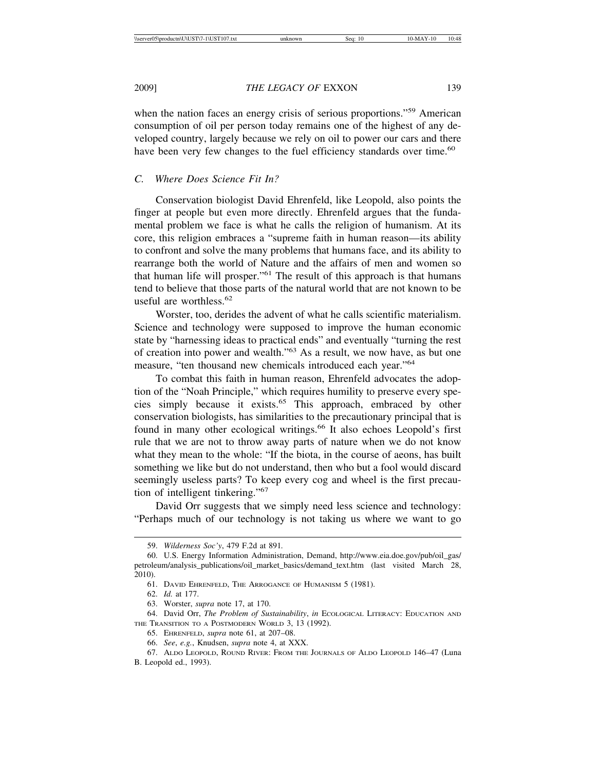when the nation faces an energy crisis of serious proportions."[59] American consumption of oil per person today remains one of the highest of any developed country, largely because we rely on oil to power our cars and there have been very few changes to the fuel efficiency standards over time.[60]

### *C. Where Does Science Fit In?*

Conservation biologist David Ehrenfeld, like Leopold, also points the finger at people but even more directly. Ehrenfeld argues that the fundamental problem we face is what he calls the religion of humanism. At its core, this religion embraces a "supreme faith in human reason—its ability to confront and solve the many problems that humans face, and its ability to rearrange both the world of Nature and the affairs of men and women so that human life will prosper."[61] The result of this approach is that humans tend to believe that those parts of the natural world that are not known to be useful are worthless.[62]

Worster, too, derides the advent of what he calls scientific materialism. Science and technology were supposed to improve the human economic state by "harnessing ideas to practical ends" and eventually "turning the rest of creation into power and wealth."[63] As a result, we now have, as but one measure, "ten thousand new chemicals introduced each year."[64]

To combat this faith in human reason, Ehrenfeld advocates the adoption of the "Noah Principle," which requires humility to preserve every species simply because it exists.[65] This approach, embraced by other conservation biologists, has similarities to the precautionary principal that is found in many other ecological writings.[66] It also echoes Leopold's first rule that we are not to throw away parts of nature when we do not know what they mean to the whole: "If the biota, in the course of aeons, has built something we like but do not understand, then who but a fool would discard seemingly useless parts? To keep every cog and wheel is the first precaution of intelligent tinkering."[67]

David Orr suggests that we simply need less science and technology: "Perhaps much of our technology is not taking us where we want to go

---

59. *Wilderness Soc'y*, 479 F.2d at 891.

60. U.S. Energy Information Administration, Demand, http://www.eia.doe.gov/pub/oil_gas/petroleum/analysis_publications/oil_market_basics/demand_text.htm (last visited March 28, 2010).

61. DAVID EHRENFELD, THE ARROGANCE OF HUMANISM 5 (1981).

62. *Id.* at 177.

63. Worster, *supra* note 17, at 170.

64. David Orr, *The Problem of Sustainability*, *in* ECOLOGICAL LITERACY: EDUCATION AND THE TRANSITION TO A POSTMODERN WORLD 3, 13 (1992).

65. EHRENFELD, *supra* note 61, at 207–08.

66. *See*, *e.g.*, Knudsen, *supra* note 4, at XXX.

67. ALDO LEOPOLD, ROUND RIVER: FROM THE JOURNALS OF ALDO LEOPOLD 146–47 (Luna B. Leopold ed., 1993).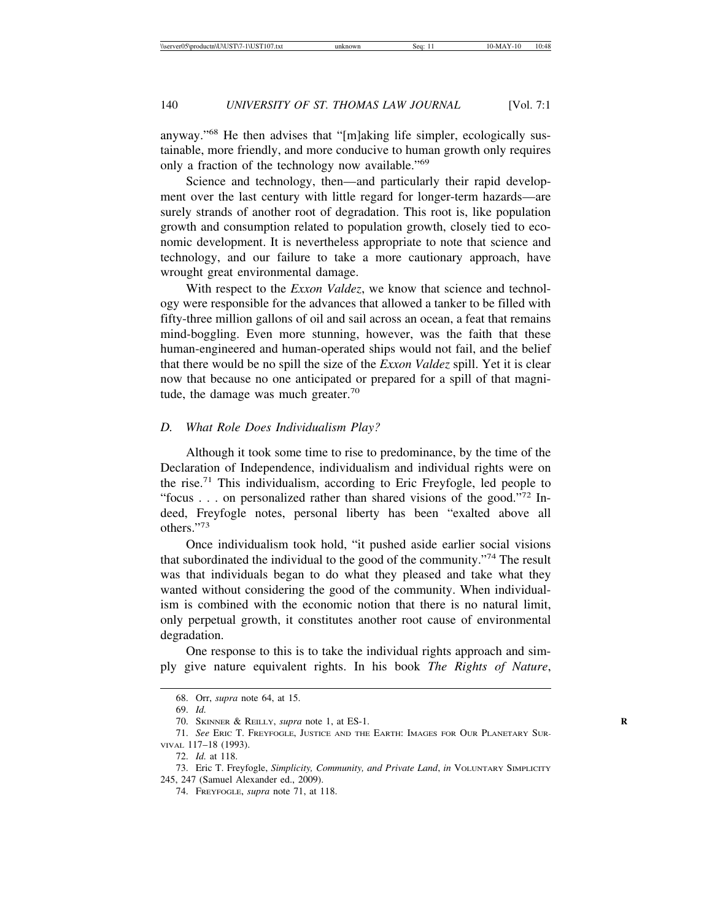anyway."[68] He then advises that "[m]aking life simpler, ecologically sustainable, more friendly, and more conducive to human growth only requires only a fraction of the technology now available."[69]

Science and technology, then—and particularly their rapid development over the last century with little regard for longer-term hazards—are surely strands of another root of degradation. This root is, like population growth and consumption related to population growth, closely tied to economic development. It is nevertheless appropriate to note that science and technology, and our failure to take a more cautionary approach, have wrought great environmental damage.

With respect to the *Exxon Valdez*, we know that science and technology were responsible for the advances that allowed a tanker to be filled with fifty-three million gallons of oil and sail across an ocean, a feat that remains mind-boggling. Even more stunning, however, was the faith that these human-engineered and human-operated ships would not fail, and the belief that there would be no spill the size of the *Exxon Valdez* spill. Yet it is clear now that because no one anticipated or prepared for a spill of that magnitude, the damage was much greater.[70]

### D. *What Role Does Individualism Play?*

Although it took some time to rise to predominance, by the time of the Declaration of Independence, individualism and individual rights were on the rise.[71] This individualism, according to Eric Freyfogle, led people to "focus . . . on personalized rather than shared visions of the good."[72] Indeed, Freyfogle notes, personal liberty has been "exalted above all others."[73]

Once individualism took hold, "it pushed aside earlier social visions that subordinated the individual to the good of the community."[74] The result was that individuals began to do what they pleased and take what they wanted without considering the good of the community. When individualism is combined with the economic notion that there is no natural limit, only perpetual growth, it constitutes another root cause of environmental degradation.

One response to this is to take the individual rights approach and simply give nature equivalent rights. In his book *The Rights of Nature*,

---

68. Orr, *supra* note 64, at 15.

69. *Id.*

70. Skinner & Reilly, *supra* note 1, at ES-1.

71. *See* Eric T. Freyfogle, Justice and the Earth: Images for Our Planetary Survival 117–18 (1993).

72. *Id.* at 118.

73. Eric T. Freyfogle, *Simplicity, Community, and Private Land*, *in* Voluntary Simplicity 245, 247 (Samuel Alexander ed., 2009).

74. Freyfogle, *supra* note 71, at 118.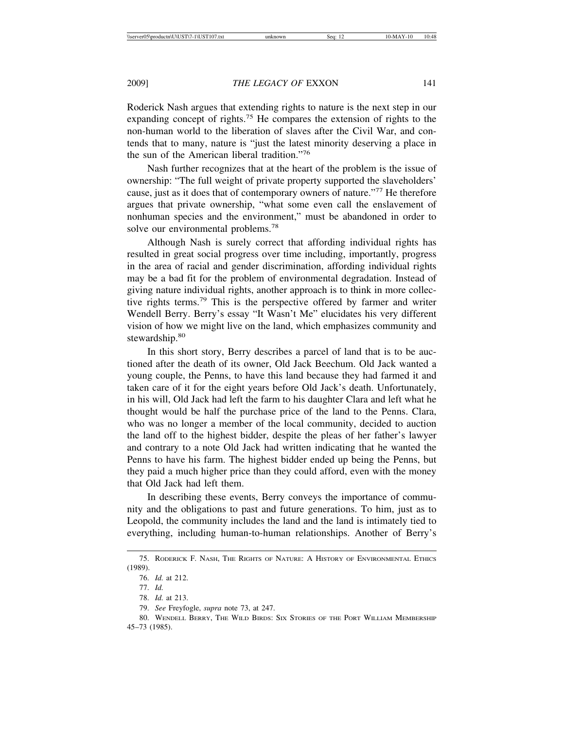Roderick Nash argues that extending rights to nature is the next step in our expanding concept of rights.[75] He compares the extension of rights to the non-human world to the liberation of slaves after the Civil War, and contends that to many, nature is "just the latest minority deserving a place in the sun of the American liberal tradition."[76]

Nash further recognizes that at the heart of the problem is the issue of ownership: "The full weight of private property supported the slaveholders' cause, just as it does that of contemporary owners of nature."[77] He therefore argues that private ownership, "what some even call the enslavement of nonhuman species and the environment," must be abandoned in order to solve our environmental problems.[78]

Although Nash is surely correct that affording individual rights has resulted in great social progress over time including, importantly, progress in the area of racial and gender discrimination, affording individual rights may be a bad fit for the problem of environmental degradation. Instead of giving nature individual rights, another approach is to think in more collective rights terms.[79] This is the perspective offered by farmer and writer Wendell Berry. Berry's essay "It Wasn't Me" elucidates his very different vision of how we might live on the land, which emphasizes community and stewardship.[80]

In this short story, Berry describes a parcel of land that is to be auctioned after the death of its owner, Old Jack Beechum. Old Jack wanted a young couple, the Penns, to have this land because they had farmed it and taken care of it for the eight years before Old Jack's death. Unfortunately, in his will, Old Jack had left the farm to his daughter Clara and left what he thought would be half the purchase price of the land to the Penns. Clara, who was no longer a member of the local community, decided to auction the land off to the highest bidder, despite the pleas of her father's lawyer and contrary to a note Old Jack had written indicating that he wanted the Penns to have his farm. The highest bidder ended up being the Penns, but they paid a much higher price than they could afford, even with the money that Old Jack had left them.

In describing these events, Berry conveys the importance of community and the obligations to past and future generations. To him, just as to Leopold, the community includes the land and the land is intimately tied to everything, including human-to-human relationships. Another of Berry's

---

75. Roderick F. Nash, The Rights of Nature: A History of Environmental Ethics (1989).

76. *Id.* at 212.

77. *Id.*

78. *Id.* at 213.

79. *See* Freyfogle, *supra* note 73, at 247.

80. Wendell Berry, The Wild Birds: Six Stories of the Port William Membership 45–73 (1985).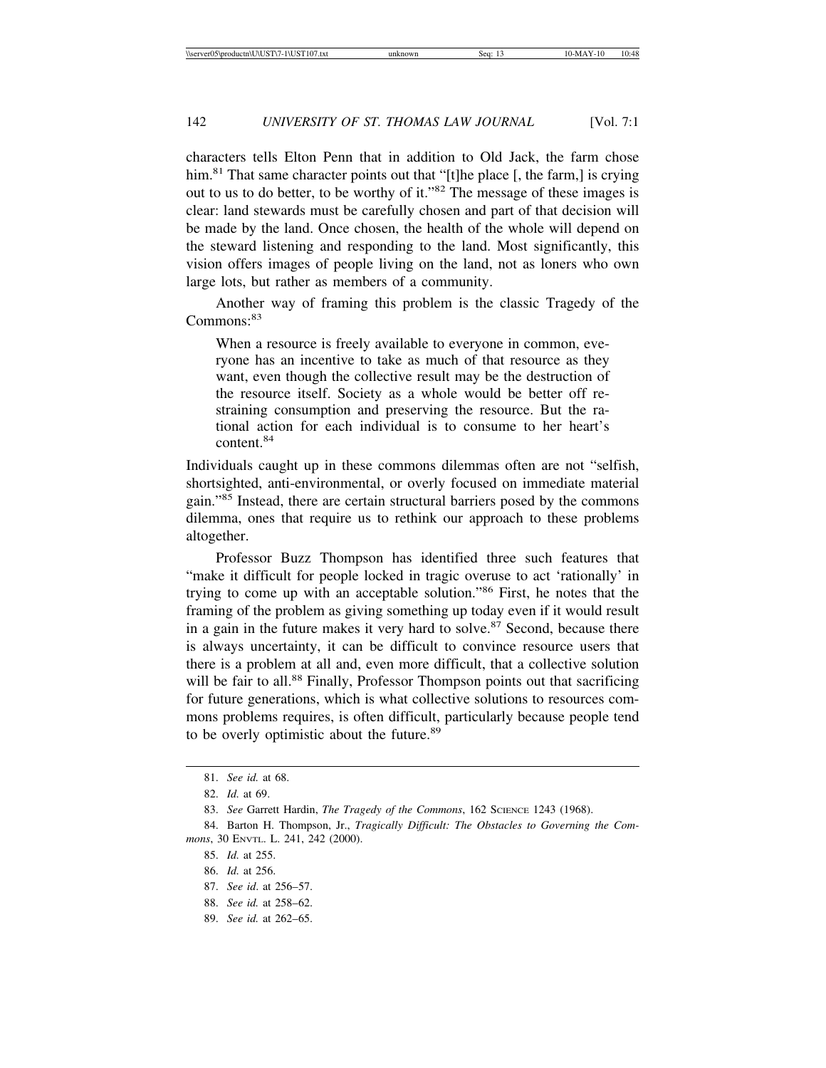characters tells Elton Penn that in addition to Old Jack, the farm chose him.[81] That same character points out that "[t]he place [, the farm,] is crying out to us to do better, to be worthy of it."[82] The message of these images is clear: land stewards must be carefully chosen and part of that decision will be made by the land. Once chosen, the health of the whole will depend on the steward listening and responding to the land. Most significantly, this vision offers images of people living on the land, not as loners who own large lots, but rather as members of a community.

Another way of framing this problem is the classic Tragedy of the Commons:[83]

> When a resource is freely available to everyone in common, everyone has an incentive to take as much of that resource as they want, even though the collective result may be the destruction of the resource itself. Society as a whole would be better off restraining consumption and preserving the resource. But the rational action for each individual is to consume to her heart's content.[84]

Individuals caught up in these commons dilemmas often are not "selfish, shortsighted, anti-environmental, or overly focused on immediate material gain."[85] Instead, there are certain structural barriers posed by the commons dilemma, ones that require us to rethink our approach to these problems altogether.

Professor Buzz Thompson has identified three such features that "make it difficult for people locked in tragic overuse to act 'rationally' in trying to come up with an acceptable solution."[86] First, he notes that the framing of the problem as giving something up today even if it would result in a gain in the future makes it very hard to solve.[87] Second, because there is always uncertainty, it can be difficult to convince resource users that there is a problem at all and, even more difficult, that a collective solution will be fair to all.[88] Finally, Professor Thompson points out that sacrificing for future generations, which is what collective solutions to resources commons problems requires, is often difficult, particularly because people tend to be overly optimistic about the future.[89]

---

81. *See id.* at 68.

82. *Id.* at 69.

83. *See* Garrett Hardin, *The Tragedy of the Commons*, 162 SCIENCE 1243 (1968).

84. Barton H. Thompson, Jr., *Tragically Difficult: The Obstacles to Governing the Commons*, 30 ENVTL. L. 241, 242 (2000).

85. *Id.* at 255.

86. *Id.* at 256.

87. *See id.* at 256–57.

88. *See id.* at 258–62.

89. *See id.* at 262–65.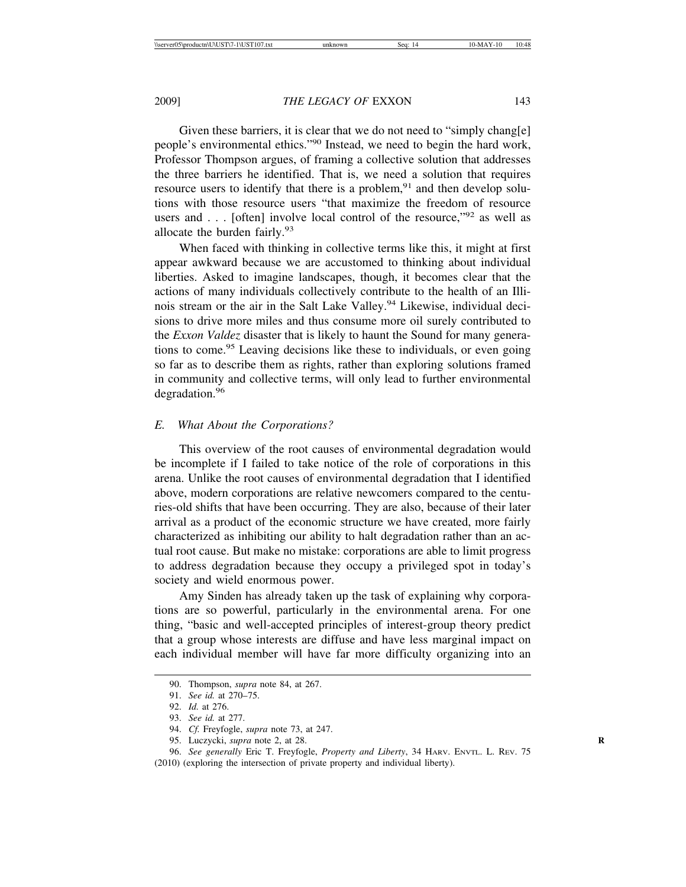Given these barriers, it is clear that we do not need to "simply chang[e] people's environmental ethics."[90] Instead, we need to begin the hard work, Professor Thompson argues, of framing a collective solution that addresses the three barriers he identified. That is, we need a solution that requires resource users to identify that there is a problem,[91] and then develop solutions with those resource users "that maximize the freedom of resource users and . . . [often] involve local control of the resource,"[92] as well as allocate the burden fairly.[93]

When faced with thinking in collective terms like this, it might at first appear awkward because we are accustomed to thinking about individual liberties. Asked to imagine landscapes, though, it becomes clear that the actions of many individuals collectively contribute to the health of an Illinois stream or the air in the Salt Lake Valley.[94] Likewise, individual decisions to drive more miles and thus consume more oil surely contributed to the *Exxon Valdez* disaster that is likely to haunt the Sound for many generations to come.[95] Leaving decisions like these to individuals, or even going so far as to describe them as rights, rather than exploring solutions framed in community and collective terms, will only lead to further environmental degradation.[96]

### *E. What About the Corporations?*

This overview of the root causes of environmental degradation would be incomplete if I failed to take notice of the role of corporations in this arena. Unlike the root causes of environmental degradation that I identified above, modern corporations are relative newcomers compared to the centuries-old shifts that have been occurring. They are also, because of their later arrival as a product of the economic structure we have created, more fairly characterized as inhibiting our ability to halt degradation rather than an actual root cause. But make no mistake: corporations are able to limit progress to address degradation because they occupy a privileged spot in today's society and wield enormous power.

Amy Sinden has already taken up the task of explaining why corporations are so powerful, particularly in the environmental arena. For one thing, "basic and well-accepted principles of interest-group theory predict that a group whose interests are diffuse and have less marginal impact on each individual member will have far more difficulty organizing into an

---

90. Thompson, *supra* note 84, at 267.

91. *See id.* at 270–75.

92. *Id.* at 276.

93. *See id.* at 277.

94. *Cf.* Freyfogle, *supra* note 73, at 247.

95. Luczycki, *supra* note 2, at 28.

96. *See generally* Eric T. Freyfogle, *Property and Liberty*, 34 HARV. ENVTL. L. REV. 75 (2010) (exploring the intersection of private property and individual liberty).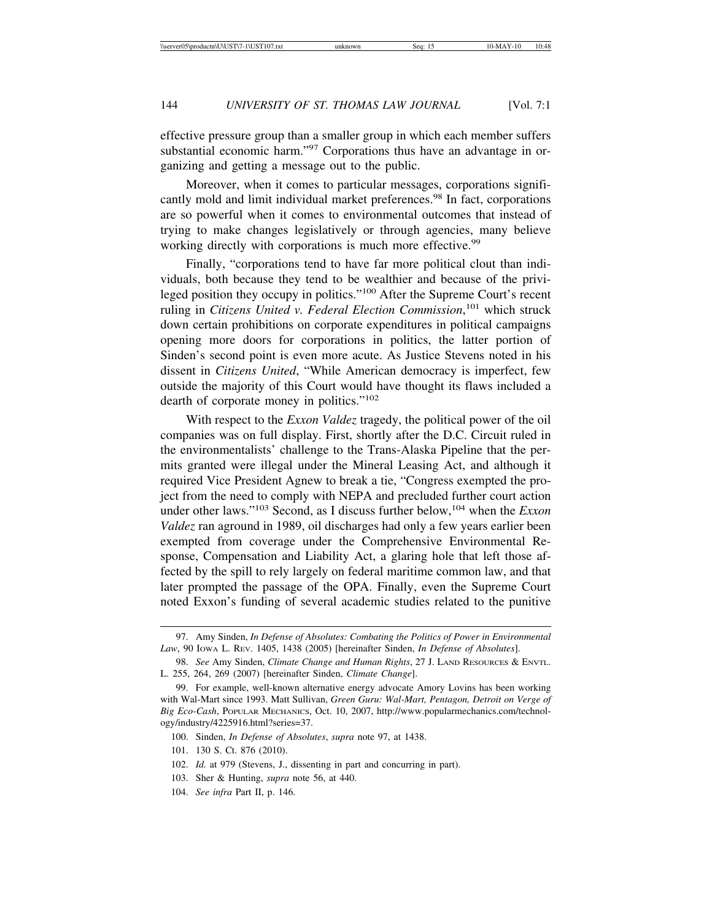effective pressure group than a smaller group in which each member suffers substantial economic harm."[97] Corporations thus have an advantage in organizing and getting a message out to the public.

Moreover, when it comes to particular messages, corporations significantly mold and limit individual market preferences.[98] In fact, corporations are so powerful when it comes to environmental outcomes that instead of trying to make changes legislatively or through agencies, many believe working directly with corporations is much more effective.[99]

Finally, "corporations tend to have far more political clout than individuals, both because they tend to be wealthier and because of the privileged position they occupy in politics."[100] After the Supreme Court's recent ruling in *Citizens United v. Federal Election Commission*,[101] which struck down certain prohibitions on corporate expenditures in political campaigns opening more doors for corporations in politics, the latter portion of Sinden's second point is even more acute. As Justice Stevens noted in his dissent in *Citizens United*, "While American democracy is imperfect, few outside the majority of this Court would have thought its flaws included a dearth of corporate money in politics."[102]

With respect to the *Exxon Valdez* tragedy, the political power of the oil companies was on full display. First, shortly after the D.C. Circuit ruled in the environmentalists' challenge to the Trans-Alaska Pipeline that the permits granted were illegal under the Mineral Leasing Act, and although it required Vice President Agnew to break a tie, "Congress exempted the project from the need to comply with NEPA and precluded further court action under other laws."[103] Second, as I discuss further below,[104] when the *Exxon Valdez* ran aground in 1989, oil discharges had only a few years earlier been exempted from coverage under the Comprehensive Environmental Response, Compensation and Liability Act, a glaring hole that left those affected by the spill to rely largely on federal maritime common law, and that later prompted the passage of the OPA. Finally, even the Supreme Court noted Exxon's funding of several academic studies related to the punitive

---

97. Amy Sinden, *In Defense of Absolutes: Combating the Politics of Power in Environmental Law*, 90 IOWA L. REV. 1405, 1438 (2005) [hereinafter Sinden, *In Defense of Absolutes*].

98. *See* Amy Sinden, *Climate Change and Human Rights*, 27 J. LAND RESOURCES & ENVTL. L. 255, 264, 269 (2007) [hereinafter Sinden, *Climate Change*].

99. For example, well-known alternative energy advocate Amory Lovins has been working with Wal-Mart since 1993. Matt Sullivan, *Green Guru: Wal-Mart, Pentagon, Detroit on Verge of Big Eco-Cash*, POPULAR MECHANICS, Oct. 10, 2007, http://www.popularmechanics.com/technology/industry/4225916.html?series=37.

100. Sinden, *In Defense of Absolutes*, *supra* note 97, at 1438.

101. 130 S. Ct. 876 (2010).

102. *Id.* at 979 (Stevens, J., dissenting in part and concurring in part).

103. Sher & Hunting, *supra* note 56, at 440.

104. *See infra* Part II, p. 146.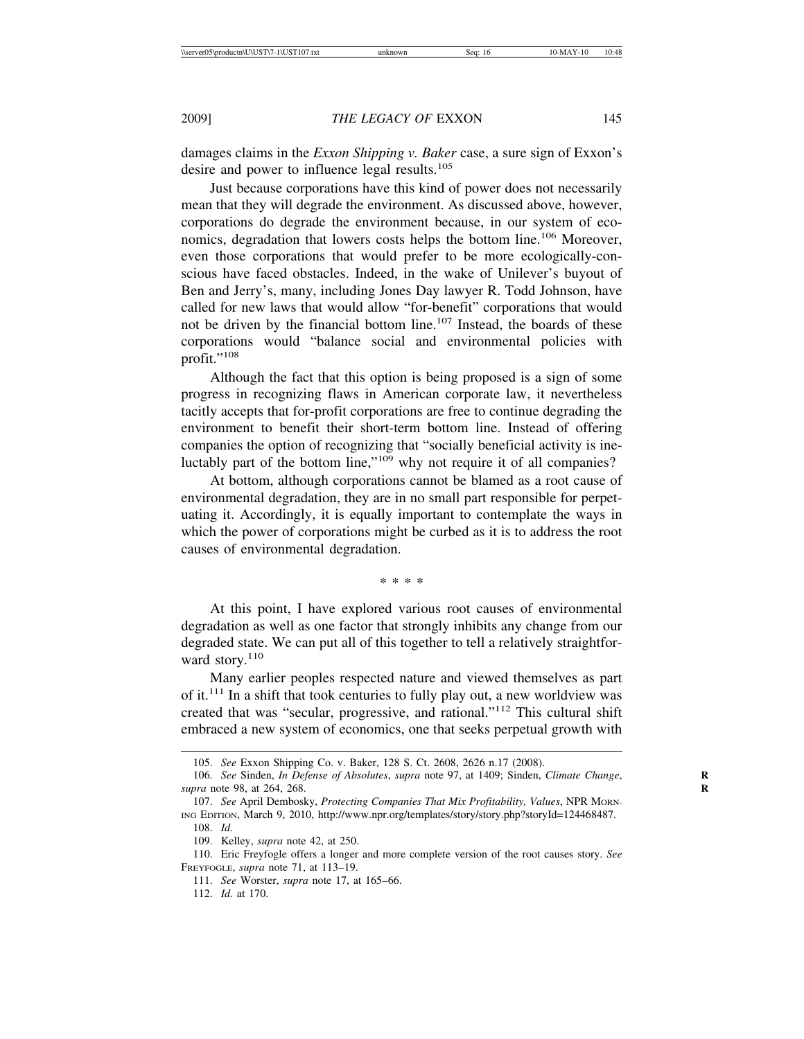damages claims in the *Exxon Shipping v. Baker* case, a sure sign of Exxon's desire and power to influence legal results.[105]

Just because corporations have this kind of power does not necessarily mean that they will degrade the environment. As discussed above, however, corporations do degrade the environment because, in our system of economics, degradation that lowers costs helps the bottom line.[106] Moreover, even those corporations that would prefer to be more ecologically-conscious have faced obstacles. Indeed, in the wake of Unilever's buyout of Ben and Jerry's, many, including Jones Day lawyer R. Todd Johnson, have called for new laws that would allow "for-benefit" corporations that would not be driven by the financial bottom line.[107] Instead, the boards of these corporations would "balance social and environmental policies with profit."[108]

Although the fact that this option is being proposed is a sign of some progress in recognizing flaws in American corporate law, it nevertheless tacitly accepts that for-profit corporations are free to continue degrading the environment to benefit their short-term bottom line. Instead of offering companies the option of recognizing that "socially beneficial activity is ineluctably part of the bottom line,"[109] why not require it of all companies?

At bottom, although corporations cannot be blamed as a root cause of environmental degradation, they are in no small part responsible for perpetuating it. Accordingly, it is equally important to contemplate the ways in which the power of corporations might be curbed as it is to address the root causes of environmental degradation.

\* \* \* \*

At this point, I have explored various root causes of environmental degradation as well as one factor that strongly inhibits any change from our degraded state. We can put all of this together to tell a relatively straightforward story.[110]

Many earlier peoples respected nature and viewed themselves as part of it.[111] In a shift that took centuries to fully play out, a new worldview was created that was "secular, progressive, and rational."[112] This cultural shift embraced a new system of economics, one that seeks perpetual growth with

---

105. *See* Exxon Shipping Co. v. Baker, 128 S. Ct. 2608, 2626 n.17 (2008).

106. *See* Sinden, *In Defense of Absolutes*, *supra* note 97, at 1409; Sinden, *Climate Change*, *supra* note 98, at 264, 268.

107. *See* April Dembosky, *Protecting Companies That Mix Profitability, Values*, NPR MORNING EDITION, March 9, 2010, http://www.npr.org/templates/story/story.php?storyId=124468487.

108. *Id.*

109. Kelley, *supra* note 42, at 250.

110. Eric Freyfogle offers a longer and more complete version of the root causes story. *See* FREYFOGLE, *supra* note 71, at 113–19.

111. *See* Worster, *supra* note 17, at 165–66.

112. *Id.* at 170.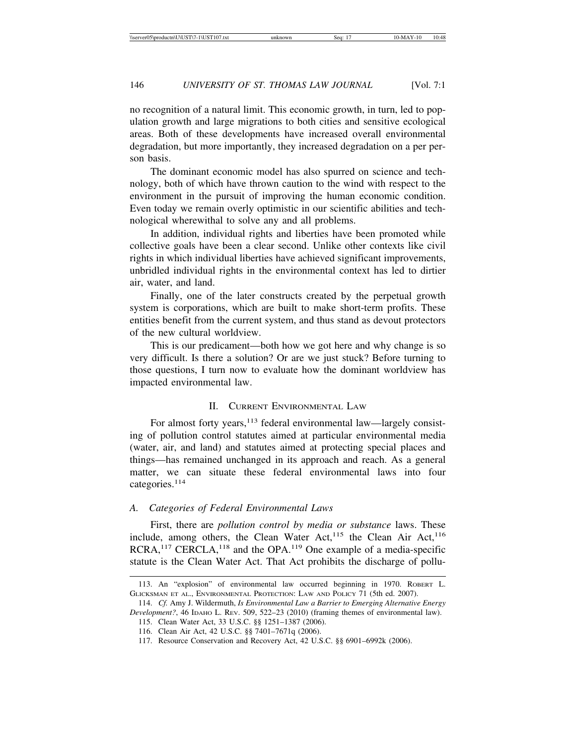no recognition of a natural limit. This economic growth, in turn, led to population growth and large migrations to both cities and sensitive ecological areas. Both of these developments have increased overall environmental degradation, but more importantly, they increased degradation on a per person basis.

The dominant economic model has also spurred on science and technology, both of which have thrown caution to the wind with respect to the environment in the pursuit of improving the human economic condition. Even today we remain overly optimistic in our scientific abilities and technological wherewithal to solve any and all problems.

In addition, individual rights and liberties have been promoted while collective goals have been a clear second. Unlike other contexts like civil rights in which individual liberties have achieved significant improvements, unbridled individual rights in the environmental context has led to dirtier air, water, and land.

Finally, one of the later constructs created by the perpetual growth system is corporations, which are built to make short-term profits. These entities benefit from the current system, and thus stand as devout protectors of the new cultural worldview.

This is our predicament—both how we got here and why change is so very difficult. Is there a solution? Or are we just stuck? Before turning to those questions, I turn now to evaluate how the dominant worldview has impacted environmental law.

## II. Current Environmental Law

For almost forty years,[113] federal environmental law—largely consisting of pollution control statutes aimed at particular environmental media (water, air, and land) and statutes aimed at protecting special places and things—has remained unchanged in its approach and reach. As a general matter, we can situate these federal environmental laws into four categories.[114]

### A. *Categories of Federal Environmental Laws*

First, there are *pollution control by media or substance* laws. These include, among others, the Clean Water Act,[115] the Clean Air Act,[116] RCRA,[117] CERCLA,[118] and the OPA.[119] One example of a media-specific statute is the Clean Water Act. That Act prohibits the discharge of pollu-

---

113. An "explosion" of environmental law occurred beginning in 1970. Robert L. Glicksman et al., Environmental Protection: Law and Policy 71 (5th ed. 2007).

114. *Cf.* Amy J. Wildermuth, *Is Environmental Law a Barrier to Emerging Alternative Energy Development?*, 46 Idaho L. Rev. 509, 522–23 (2010) (framing themes of environmental law).

115. Clean Water Act, 33 U.S.C. §§ 1251–1387 (2006).

116. Clean Air Act, 42 U.S.C. §§ 7401–7671q (2006).

117. Resource Conservation and Recovery Act, 42 U.S.C. §§ 6901–6992k (2006).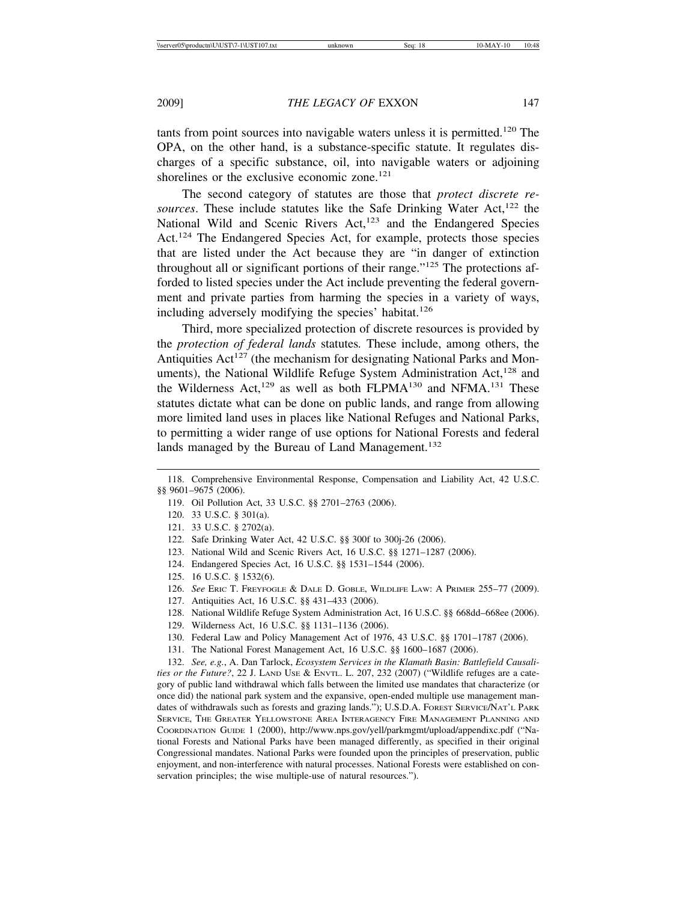tants from point sources into navigable waters unless it is permitted.[120] The OPA, on the other hand, is a substance-specific statute. It regulates discharges of a specific substance, oil, into navigable waters or adjoining shorelines or the exclusive economic zone.[121]

The second category of statutes are those that *protect discrete resources*. These include statutes like the Safe Drinking Water Act,[122] the National Wild and Scenic Rivers Act,[123] and the Endangered Species Act.[124] The Endangered Species Act, for example, protects those species that are listed under the Act because they are "in danger of extinction throughout all or significant portions of their range."[125] The protections afforded to listed species under the Act include preventing the federal government and private parties from harming the species in a variety of ways, including adversely modifying the species' habitat.[126]

Third, more specialized protection of discrete resources is provided by the *protection of federal lands* statutes. These include, among others, the Antiquities Act[127] (the mechanism for designating National Parks and Monuments), the National Wildlife Refuge System Administration Act,[128] and the Wilderness Act,[129] as well as both FLPMA[130] and NFMA.[131] These statutes dictate what can be done on public lands, and range from allowing more limited land uses in places like National Refuges and National Parks, to permitting a wider range of use options for National Forests and federal lands managed by the Bureau of Land Management.[132]

---

118. Comprehensive Environmental Response, Compensation and Liability Act, 42 U.S.C. §§ 9601–9675 (2006).

119. Oil Pollution Act, 33 U.S.C. §§ 2701–2763 (2006).

120. 33 U.S.C. § 301(a).

121. 33 U.S.C. § 2702(a).

122. Safe Drinking Water Act, 42 U.S.C. §§ 300f to 300j-26 (2006).

123. National Wild and Scenic Rivers Act, 16 U.S.C. §§ 1271–1287 (2006).

124. Endangered Species Act, 16 U.S.C. §§ 1531–1544 (2006).

125. 16 U.S.C. § 1532(6).

126. *See* ERIC T. FREYFOGLE & DALE D. GOBLE, WILDLIFE LAW: A PRIMER 255–77 (2009).

127. Antiquities Act, 16 U.S.C. §§ 431–433 (2006).

128. National Wildlife Refuge System Administration Act, 16 U.S.C. §§ 668dd–668ee (2006).

129. Wilderness Act, 16 U.S.C. §§ 1131–1136 (2006).

130. Federal Law and Policy Management Act of 1976, 43 U.S.C. §§ 1701–1787 (2006).

131. The National Forest Management Act, 16 U.S.C. §§ 1600–1687 (2006).

132. *See, e.g.*, A. Dan Tarlock, *Ecosystem Services in the Klamath Basin: Battlefield Causalities or the Future?*, 22 J. LAND USE & ENVTL. L. 207, 232 (2007) ("Wildlife refuges are a category of public land withdrawal which falls between the limited use mandates that characterize (or once did) the national park system and the expansive, open-ended multiple use management mandates of withdrawals such as forests and grazing lands."); U.S.D.A. FOREST SERVICE/NAT'L PARK SERVICE, THE GREATER YELLOWSTONE AREA INTERAGENCY FIRE MANAGEMENT PLANNING AND COORDINATION GUIDE 1 (2000), http://www.nps.gov/yell/parkmgmt/upload/appendixc.pdf ("National Forests and National Parks have been managed differently, as specified in their original Congressional mandates. National Parks were founded upon the principles of preservation, public enjoyment, and non-interference with natural processes. National Forests were established on conservation principles; the wise multiple-use of natural resources.").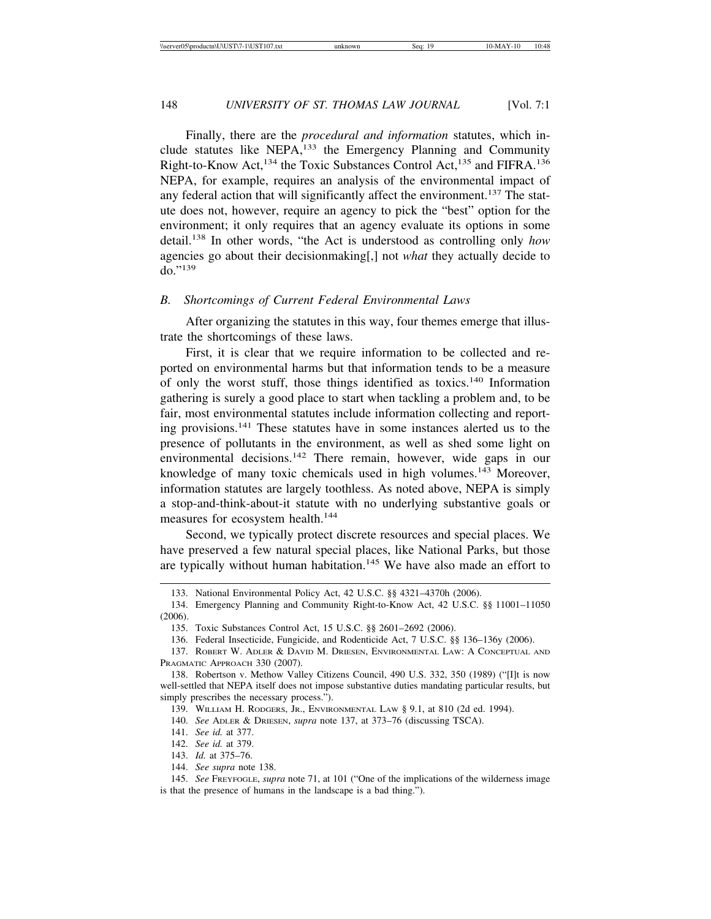Finally, there are the *procedural and information* statutes, which include statutes like NEPA,[133] the Emergency Planning and Community Right-to-Know Act,[134] the Toxic Substances Control Act,[135] and FIFRA.[136] NEPA, for example, requires an analysis of the environmental impact of any federal action that will significantly affect the environment.[137] The statute does not, however, require an agency to pick the "best" option for the environment; it only requires that an agency evaluate its options in some detail.[138] In other words, "the Act is understood as controlling only *how* agencies go about their decisionmaking[,] not *what* they actually decide to do."[139]

### *B. Shortcomings of Current Federal Environmental Laws*

After organizing the statutes in this way, four themes emerge that illustrate the shortcomings of these laws.

First, it is clear that we require information to be collected and reported on environmental harms but that information tends to be a measure of only the worst stuff, those things identified as toxics.[140] Information gathering is surely a good place to start when tackling a problem and, to be fair, most environmental statutes include information collecting and reporting provisions.[141] These statutes have in some instances alerted us to the presence of pollutants in the environment, as well as shed some light on environmental decisions.[142] There remain, however, wide gaps in our knowledge of many toxic chemicals used in high volumes.[143] Moreover, information statutes are largely toothless. As noted above, NEPA is simply a stop-and-think-about-it statute with no underlying substantive goals or measures for ecosystem health.[144]

Second, we typically protect discrete resources and special places. We have preserved a few natural special places, like National Parks, but those are typically without human habitation.[145] We have also made an effort to

---

133. National Environmental Policy Act, 42 U.S.C. §§ 4321–4370h (2006).

134. Emergency Planning and Community Right-to-Know Act, 42 U.S.C. §§ 11001–11050 (2006).

135. Toxic Substances Control Act, 15 U.S.C. §§ 2601–2692 (2006).

136. Federal Insecticide, Fungicide, and Rodenticide Act, 7 U.S.C. §§ 136–136y (2006).

137. ROBERT W. ADLER & DAVID M. DRIESEN, ENVIRONMENTAL LAW: A CONCEPTUAL AND PRAGMATIC APPROACH 330 (2007).

138. Robertson v. Methow Valley Citizens Council, 490 U.S. 332, 350 (1989) ("[I]t is now well-settled that NEPA itself does not impose substantive duties mandating particular results, but simply prescribes the necessary process.").

139. WILLIAM H. RODGERS, JR., ENVIRONMENTAL LAW § 9.1, at 810 (2d ed. 1994).

140. *See* ADLER & DRIESEN, *supra* note 137, at 373–76 (discussing TSCA).

141. *See id.* at 377.

142. *See id.* at 379.

143. *Id.* at 375–76.

144. *See supra* note 138.

145. *See* FREYFOGLE, *supra* note 71, at 101 ("One of the implications of the wilderness image is that the presence of humans in the landscape is a bad thing.").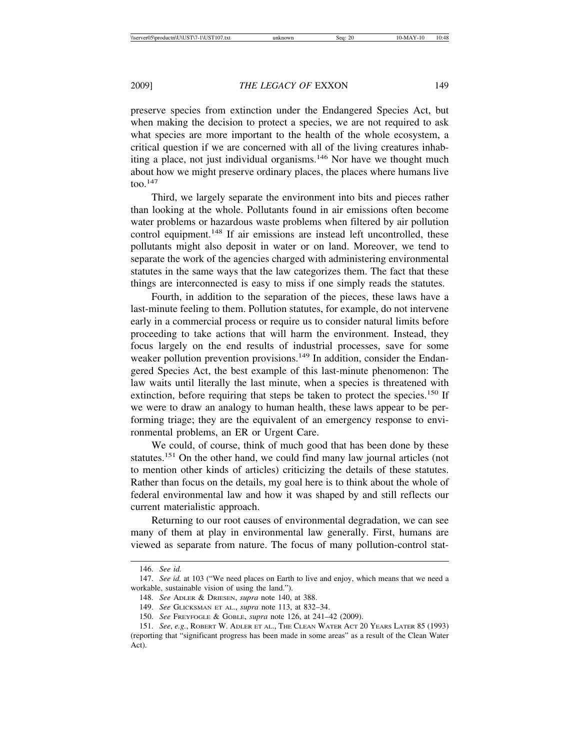preserve species from extinction under the Endangered Species Act, but when making the decision to protect a species, we are not required to ask what species are more important to the health of the whole ecosystem, a critical question if we are concerned with all of the living creatures inhabiting a place, not just individual organisms.[146] Nor have we thought much about how we might preserve ordinary places, the places where humans live too.[147]

Third, we largely separate the environment into bits and pieces rather than looking at the whole. Pollutants found in air emissions often become water problems or hazardous waste problems when filtered by air pollution control equipment.[148] If air emissions are instead left uncontrolled, these pollutants might also deposit in water or on land. Moreover, we tend to separate the work of the agencies charged with administering environmental statutes in the same ways that the law categorizes them. The fact that these things are interconnected is easy to miss if one simply reads the statutes.

Fourth, in addition to the separation of the pieces, these laws have a last-minute feeling to them. Pollution statutes, for example, do not intervene early in a commercial process or require us to consider natural limits before proceeding to take actions that will harm the environment. Instead, they focus largely on the end results of industrial processes, save for some weaker pollution prevention provisions.[149] In addition, consider the Endangered Species Act, the best example of this last-minute phenomenon: The law waits until literally the last minute, when a species is threatened with extinction, before requiring that steps be taken to protect the species.[150] If we were to draw an analogy to human health, these laws appear to be performing triage; they are the equivalent of an emergency response to environmental problems, an ER or Urgent Care.

We could, of course, think of much good that has been done by these statutes.[151] On the other hand, we could find many law journal articles (not to mention other kinds of articles) criticizing the details of these statutes. Rather than focus on the details, my goal here is to think about the whole of federal environmental law and how it was shaped by and still reflects our current materialistic approach.

Returning to our root causes of environmental degradation, we can see many of them at play in environmental law generally. First, humans are viewed as separate from nature. The focus of many pollution-control stat-

---

146. *See id.*

147. *See id.* at 103 ("We need places on Earth to live and enjoy, which means that we need a workable, sustainable vision of using the land.").

148. *See* ADLER & DRIESEN, *supra* note 140, at 388.

149. *See* GLICKSMAN ET AL., *supra* note 113, at 832–34.

150. *See* FREYFOGLE & GOBLE, *supra* note 126, at 241–42 (2009).

151. *See, e.g.*, ROBERT W. ADLER ET AL., THE CLEAN WATER ACT 20 YEARS LATER 85 (1993) (reporting that "significant progress has been made in some areas" as a result of the Clean Water Act).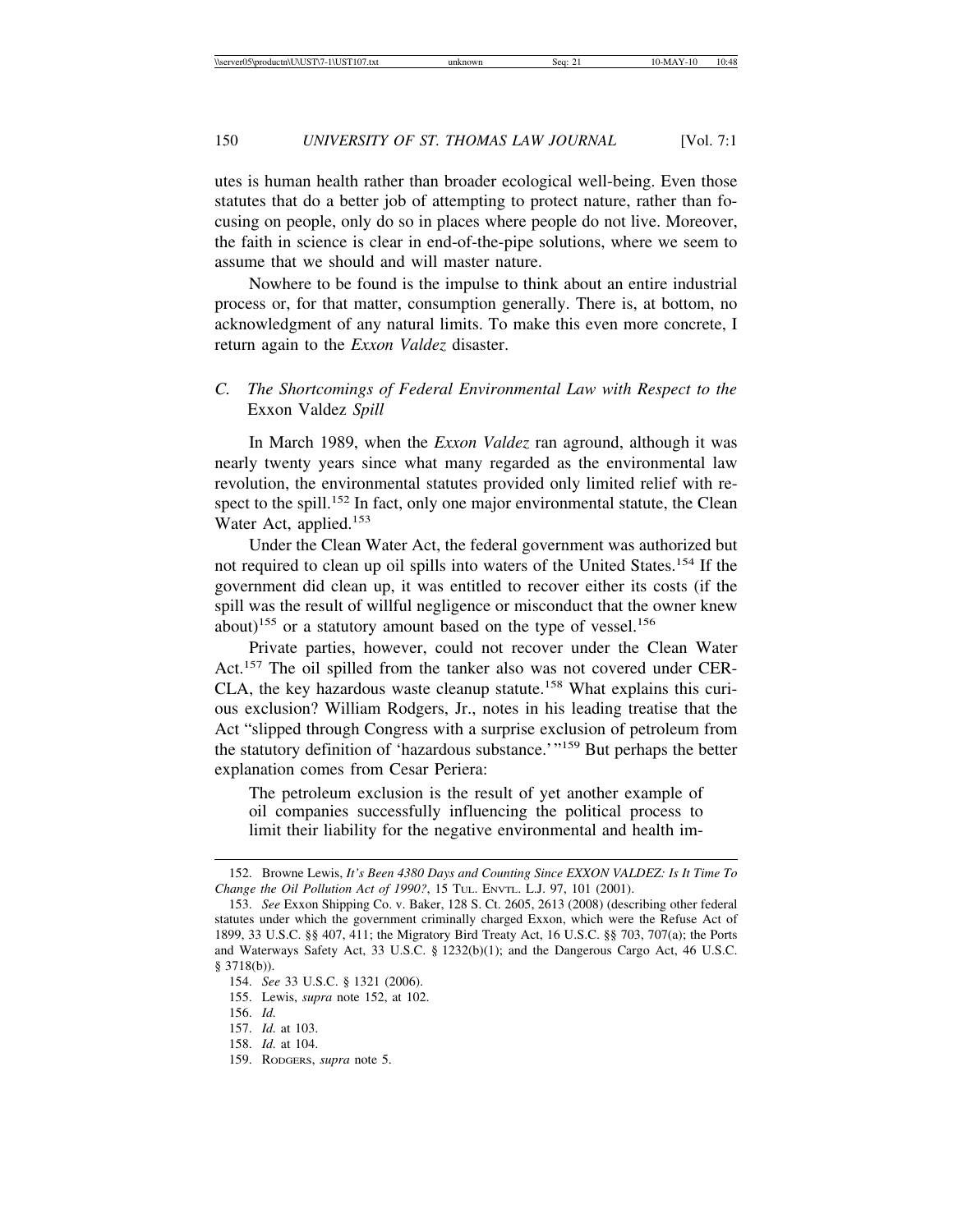utes is human health rather than broader ecological well-being. Even those statutes that do a better job of attempting to protect nature, rather than focusing on people, only do so in places where people do not live. Moreover, the faith in science is clear in end-of-the-pipe solutions, where we seem to assume that we should and will master nature.

Nowhere to be found is the impulse to think about an entire industrial process or, for that matter, consumption generally. There is, at bottom, no acknowledgment of any natural limits. To make this even more concrete, I return again to the *Exxon Valdez* disaster.

### *C. The Shortcomings of Federal Environmental Law with Respect to the* Exxon Valdez *Spill*

In March 1989, when the *Exxon Valdez* ran aground, although it was nearly twenty years since what many regarded as the environmental law revolution, the environmental statutes provided only limited relief with respect to the spill.[152] In fact, only one major environmental statute, the Clean Water Act, applied.[153]

Under the Clean Water Act, the federal government was authorized but not required to clean up oil spills into waters of the United States.[154] If the government did clean up, it was entitled to recover either its costs (if the spill was the result of willful negligence or misconduct that the owner knew about)[155] or a statutory amount based on the type of vessel.[156]

Private parties, however, could not recover under the Clean Water Act.[157] The oil spilled from the tanker also was not covered under CERCLA, the key hazardous waste cleanup statute.[158] What explains this curious exclusion? William Rodgers, Jr., notes in his leading treatise that the Act "slipped through Congress with a surprise exclusion of petroleum from the statutory definition of 'hazardous substance.'"[159] But perhaps the better explanation comes from Cesar Periera:

> The petroleum exclusion is the result of yet another example of oil companies successfully influencing the political process to limit their liability for the negative environmental and health im-

---

152. Browne Lewis, *It's Been 4380 Days and Counting Since EXXON VALDEZ: Is It Time To Change the Oil Pollution Act of 1990?*, 15 Tul. Envtl. L.J. 97, 101 (2001).

153. *See* Exxon Shipping Co. v. Baker, 128 S. Ct. 2605, 2613 (2008) (describing other federal statutes under which the government criminally charged Exxon, which were the Refuse Act of 1899, 33 U.S.C. §§ 407, 411; the Migratory Bird Treaty Act, 16 U.S.C. §§ 703, 707(a); the Ports and Waterways Safety Act, 33 U.S.C. § 1232(b)(1); and the Dangerous Cargo Act, 46 U.S.C. § 3718(b)).

154. *See* 33 U.S.C. § 1321 (2006).

155. Lewis, *supra* note 152, at 102.

156. *Id.*

157. *Id.* at 103.

158. *Id.* at 104.

159. Rodgers, *supra* note 5.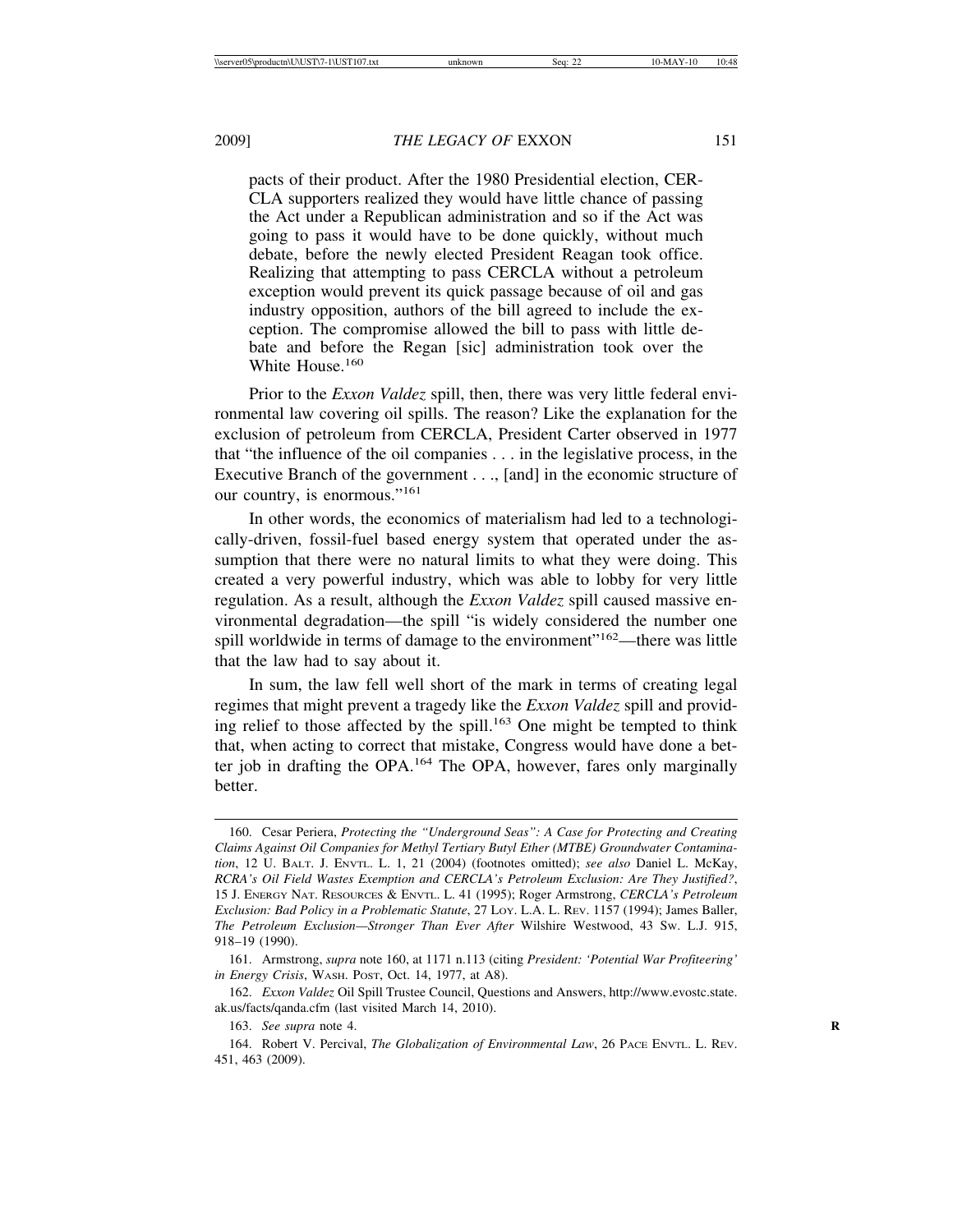> pacts of their product. After the 1980 Presidential election, CERCLA supporters realized they would have little chance of passing the Act under a Republican administration and so if the Act was going to pass it would have to be done quickly, without much debate, before the newly elected President Reagan took office. Realizing that attempting to pass CERCLA without a petroleum exception would prevent its quick passage because of oil and gas industry opposition, authors of the bill agreed to include the exception. The compromise allowed the bill to pass with little debate and before the Regan [sic] administration took over the White House.[160]

Prior to the *Exxon Valdez* spill, then, there was very little federal environmental law covering oil spills. The reason? Like the explanation for the exclusion of petroleum from CERCLA, President Carter observed in 1977 that "the influence of the oil companies . . . in the legislative process, in the Executive Branch of the government . . ., [and] in the economic structure of our country, is enormous."[161]

In other words, the economics of materialism had led to a technologically-driven, fossil-fuel based energy system that operated under the assumption that there were no natural limits to what they were doing. This created a very powerful industry, which was able to lobby for very little regulation. As a result, although the *Exxon Valdez* spill caused massive environmental degradation—the spill "is widely considered the number one spill worldwide in terms of damage to the environment"[162]—there was little that the law had to say about it.

In sum, the law fell well short of the mark in terms of creating legal regimes that might prevent a tragedy like the *Exxon Valdez* spill and providing relief to those affected by the spill.[163] One might be tempted to think that, when acting to correct that mistake, Congress would have done a better job in drafting the OPA.[164] The OPA, however, fares only marginally better.

---

160. Cesar Periera, *Protecting the "Underground Seas": A Case for Protecting and Creating Claims Against Oil Companies for Methyl Tertiary Butyl Ether (MTBE) Groundwater Contamination*, 12 U. BALT. J. ENVTL. L. 1, 21 (2004) (footnotes omitted); *see also* Daniel L. McKay, *RCRA's Oil Field Wastes Exemption and CERCLA's Petroleum Exclusion: Are They Justified?*, 15 J. ENERGY NAT. RESOURCES & ENVTL. L. 41 (1995); Roger Armstrong, *CERCLA's Petroleum Exclusion: Bad Policy in a Problematic Statute*, 27 LOY. L.A. L. REV. 1157 (1994); James Baller, *The Petroleum Exclusion—Stronger Than Ever After* Wilshire Westwood, 43 SW. L.J. 915, 918–19 (1990).

161. Armstrong, *supra* note 160, at 1171 n.113 (citing *President: 'Potential War Profiteering' in Energy Crisis*, WASH. POST, Oct. 14, 1977, at A8).

162. *Exxon Valdez* Oil Spill Trustee Council, Questions and Answers, http://www.evostc.state.ak.us/facts/qanda.cfm (last visited March 14, 2010).

163. *See supra* note 4.

164. Robert V. Percival, *The Globalization of Environmental Law*, 26 PACE ENVTL. L. REV. 451, 463 (2009).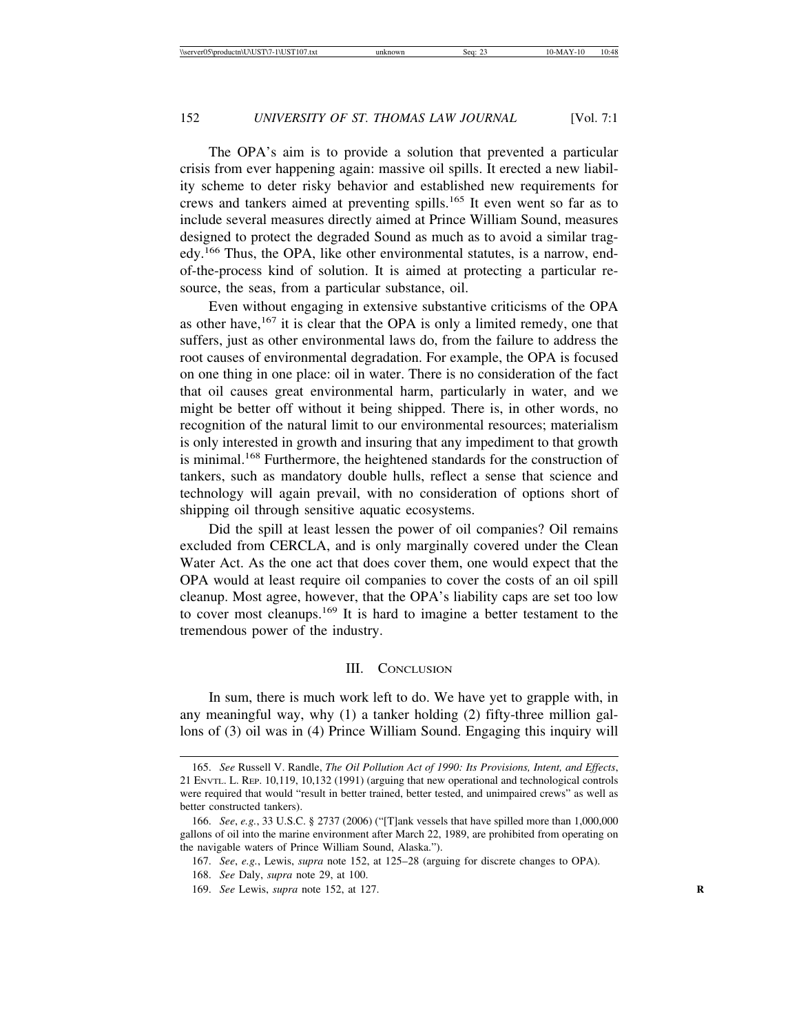The OPA's aim is to provide a solution that prevented a particular crisis from ever happening again: massive oil spills. It erected a new liability scheme to deter risky behavior and established new requirements for crews and tankers aimed at preventing spills.[165] It even went so far as to include several measures directly aimed at Prince William Sound, measures designed to protect the degraded Sound as much as to avoid a similar tragedy.[166] Thus, the OPA, like other environmental statutes, is a narrow, end-of-the-process kind of solution. It is aimed at protecting a particular resource, the seas, from a particular substance, oil.

Even without engaging in extensive substantive criticisms of the OPA as other have,[167] it is clear that the OPA is only a limited remedy, one that suffers, just as other environmental laws do, from the failure to address the root causes of environmental degradation. For example, the OPA is focused on one thing in one place: oil in water. There is no consideration of the fact that oil causes great environmental harm, particularly in water, and we might be better off without it being shipped. There is, in other words, no recognition of the natural limit to our environmental resources; materialism is only interested in growth and insuring that any impediment to that growth is minimal.[168] Furthermore, the heightened standards for the construction of tankers, such as mandatory double hulls, reflect a sense that science and technology will again prevail, with no consideration of options short of shipping oil through sensitive aquatic ecosystems.

Did the spill at least lessen the power of oil companies? Oil remains excluded from CERCLA, and is only marginally covered under the Clean Water Act. As the one act that does cover them, one would expect that the OPA would at least require oil companies to cover the costs of an oil spill cleanup. Most agree, however, that the OPA's liability caps are set too low to cover most cleanups.[169] It is hard to imagine a better testament to the tremendous power of the industry.

## III. Conclusion

In sum, there is much work left to do. We have yet to grapple with, in any meaningful way, why (1) a tanker holding (2) fifty-three million gallons of (3) oil was in (4) Prince William Sound. Engaging this inquiry will

---

165. *See* Russell V. Randle, *The Oil Pollution Act of 1990: Its Provisions, Intent, and Effects*, 21 Envtl. L. Rep. 10,119, 10,132 (1991) (arguing that new operational and technological controls were required that would "result in better trained, better tested, and unimpaired crews" as well as better constructed tankers).

166. *See*, *e.g.*, 33 U.S.C. § 2737 (2006) ("[T]ank vessels that have spilled more than 1,000,000 gallons of oil into the marine environment after March 22, 1989, are prohibited from operating on the navigable waters of Prince William Sound, Alaska.").

167. *See*, *e.g.*, Lewis, *supra* note 152, at 125–28 (arguing for discrete changes to OPA).

168. *See* Daly, *supra* note 29, at 100.

169. *See* Lewis, *supra* note 152, at 127.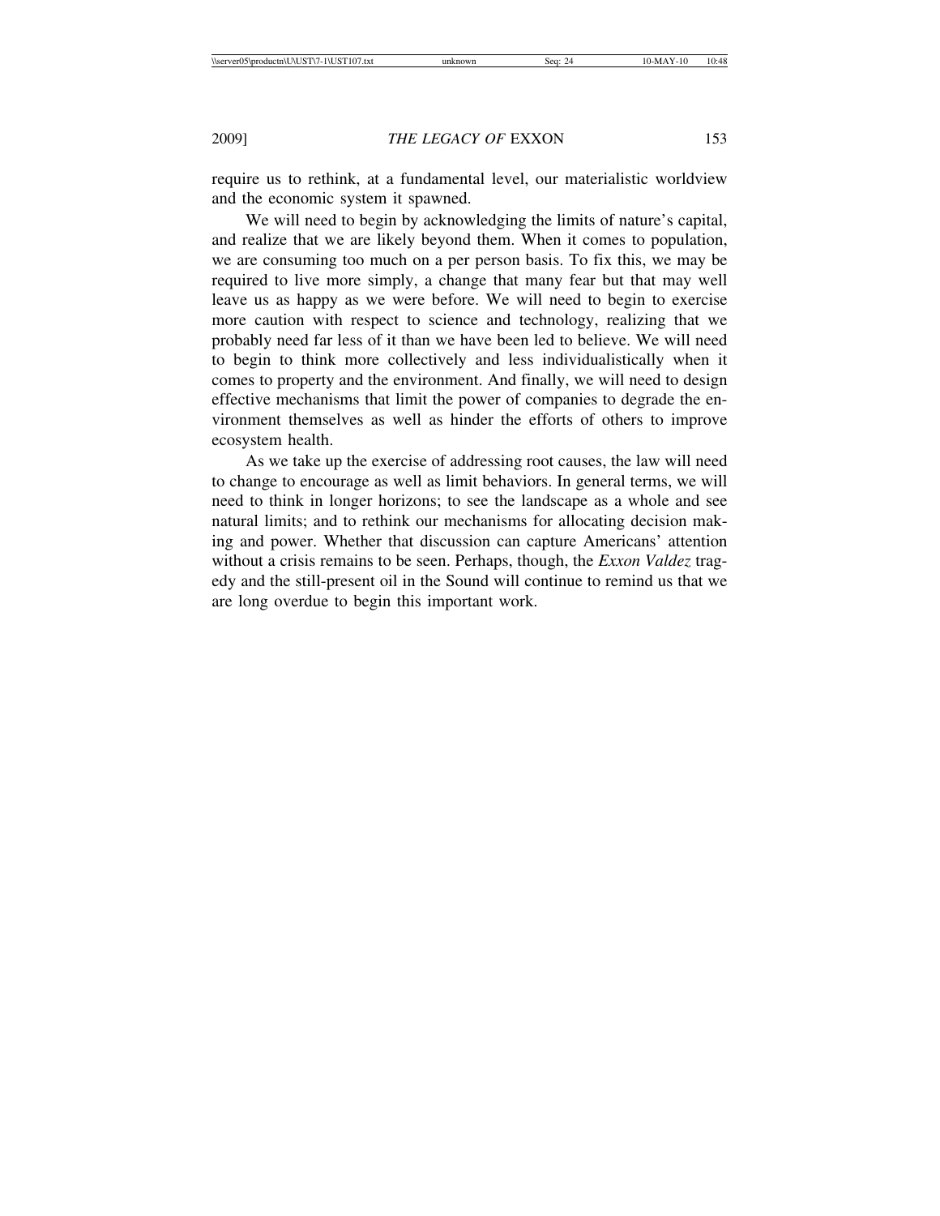require us to rethink, at a fundamental level, our materialistic worldview and the economic system it spawned.

We will need to begin by acknowledging the limits of nature's capital, and realize that we are likely beyond them. When it comes to population, we are consuming too much on a per person basis. To fix this, we may be required to live more simply, a change that many fear but that may well leave us as happy as we were before. We will need to begin to exercise more caution with respect to science and technology, realizing that we probably need far less of it than we have been led to believe. We will need to begin to think more collectively and less individualistically when it comes to property and the environment. And finally, we will need to design effective mechanisms that limit the power of companies to degrade the environment themselves as well as hinder the efforts of others to improve ecosystem health.

As we take up the exercise of addressing root causes, the law will need to change to encourage as well as limit behaviors. In general terms, we will need to think in longer horizons; to see the landscape as a whole and see natural limits; and to rethink our mechanisms for allocating decision making and power. Whether that discussion can capture Americans' attention without a crisis remains to be seen. Perhaps, though, the *Exxon Valdez* tragedy and the still-present oil in the Sound will continue to remind us that we are long overdue to begin this important work.